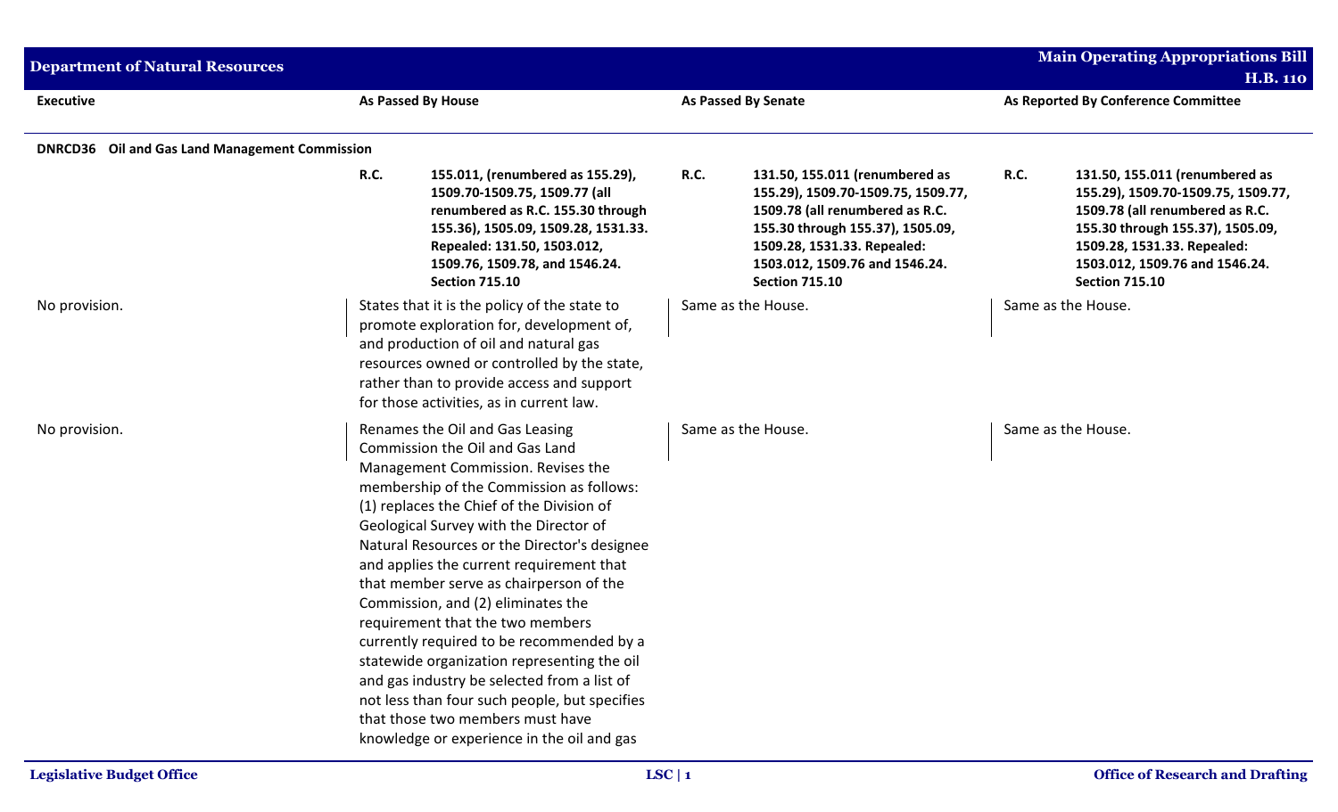## Department of Natural Resources

**Main Operating Appropriations Bill H.B. 110**

| Executive | As Passed By House | As Passed By Senate | As Reported By Conference Committee |
|---|---|---|---|
| **DNRCD36 Oil and Gas Land Management Commission** | | | |
| | **R.C. 155.011, (renumbered as 155.29), 1509.70-1509.75, 1509.77 (all renumbered as R.C. 155.30 through 155.36), 1505.09, 1509.28, 1531.33. Repealed: 131.50, 1503.012, 1509.76, 1509.78, and 1546.24. Section 715.10** | **R.C. 131.50, 155.011 (renumbered as 155.29), 1509.70-1509.75, 1509.77, 1509.78 (all renumbered as R.C. 155.30 through 155.37), 1505.09, 1509.28, 1531.33. Repealed: 1503.012, 1509.76 and 1546.24. Section 715.10** | **R.C. 131.50, 155.011 (renumbered as 155.29), 1509.70-1509.75, 1509.77, 1509.78 (all renumbered as R.C. 155.30 through 155.37), 1505.09, 1509.28, 1531.33. Repealed: 1503.012, 1509.76 and 1546.24. Section 715.10** |
| No provision. | States that it is the policy of the state to promote exploration for, development of, and production of oil and natural gas resources owned or controlled by the state, rather than to provide access and support for those activities, as in current law. | Same as the House. | Same as the House. |
| No provision. | Renames the Oil and Gas Leasing Commission the Oil and Gas Land Management Commission. Revises the membership of the Commission as follows: (1) replaces the Chief of the Division of Geological Survey with the Director of Natural Resources or the Director's designee and applies the current requirement that that member serve as chairperson of the Commission, and (2) eliminates the requirement that the two members currently required to be recommended by a statewide organization representing the oil and gas industry be selected from a list of not less than four such people, but specifies that those two members must have knowledge or experience in the oil and gas | Same as the House. | Same as the House. |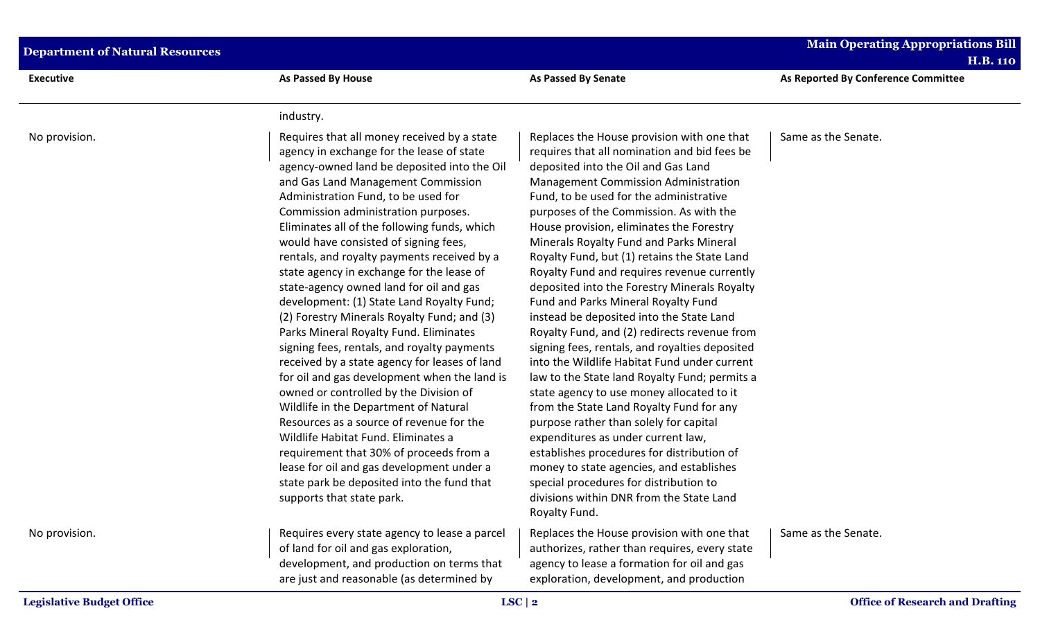| Executive | As Passed By House | As Passed By Senate | As Reported By Conference Committee |
|---|---|---|---|
| | industry. | | |
| No provision. | Requires that all money received by a state agency in exchange for the lease of state agency-owned land be deposited into the Oil and Gas Land Management Commission Administration Fund, to be used for Commission administration purposes. Eliminates all of the following funds, which would have consisted of signing fees, rentals, and royalty payments received by a state agency in exchange for the lease of state-agency owned land for oil and gas development: (1) State Land Royalty Fund; (2) Forestry Minerals Royalty Fund; and (3) Parks Mineral Royalty Fund. Eliminates signing fees, rentals, and royalty payments received by a state agency for leases of land for oil and gas development when the land is owned or controlled by the Division of Wildlife in the Department of Natural Resources as a source of revenue for the Wildlife Habitat Fund. Eliminates a requirement that 30% of proceeds from a lease for oil and gas development under a state park be deposited into the fund that supports that state park. | Replaces the House provision with one that requires that all nomination and bid fees be deposited into the Oil and Gas Land Management Commission Administration Fund, to be used for the administrative purposes of the Commission. As with the House provision, eliminates the Forestry Minerals Royalty Fund and Parks Mineral Royalty Fund, but (1) retains the State Land Royalty Fund and requires revenue currently deposited into the Forestry Minerals Royalty Fund and Parks Mineral Royalty Fund instead be deposited into the State Land Royalty Fund, and (2) redirects revenue from signing fees, rentals, and royalties deposited into the Wildlife Habitat Fund under current law to the State land Royalty Fund; permits a state agency to use money allocated to it from the State Land Royalty Fund for any purpose rather than solely for capital expenditures as under current law, establishes procedures for distribution of money to state agencies, and establishes special procedures for distribution to divisions within DNR from the State Land Royalty Fund. | Same as the Senate. |
| No provision. | Requires every state agency to lease a parcel of land for oil and gas exploration, development, and production on terms that are just and reasonable (as determined by | Replaces the House provision with one that authorizes, rather than requires, every state agency to lease a formation for oil and gas exploration, development, and production | Same as the Senate. |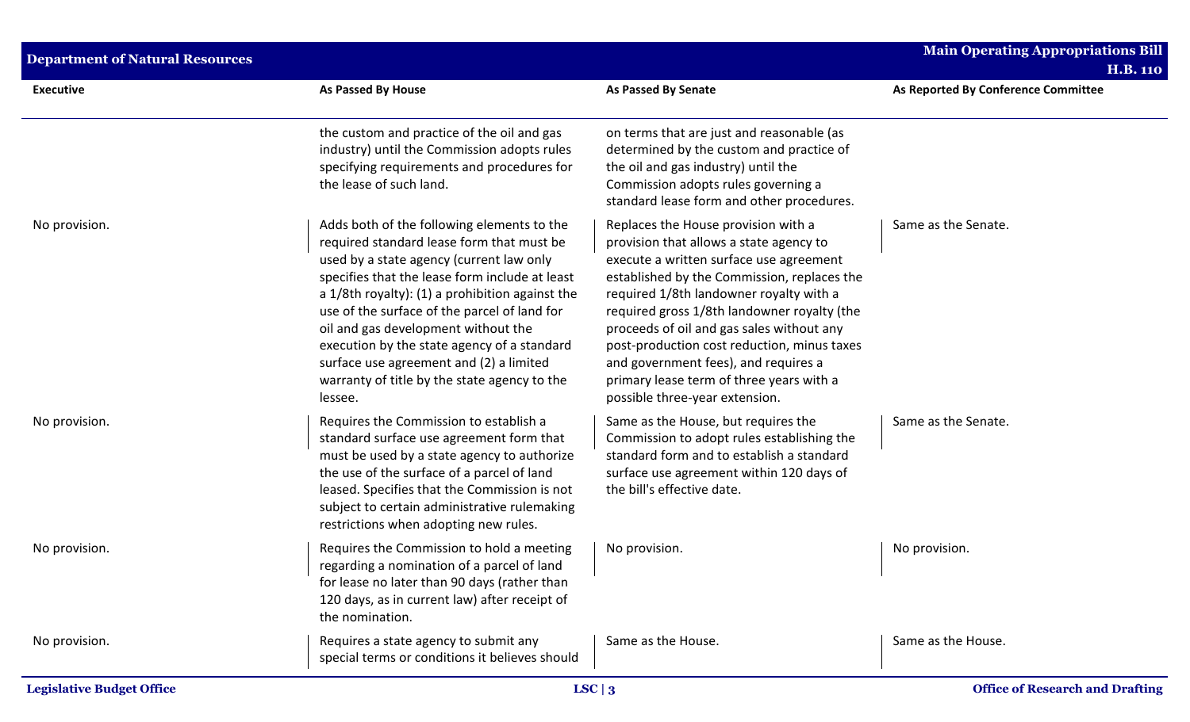| Executive | As Passed By House | As Passed By Senate | As Reported By Conference Committee |
|---|---|---|---|
| | the custom and practice of the oil and gas industry) until the Commission adopts rules specifying requirements and procedures for the lease of such land. | on terms that are just and reasonable (as determined by the custom and practice of the oil and gas industry) until the Commission adopts rules governing a standard lease form and other procedures. | |
| No provision. | Adds both of the following elements to the required standard lease form that must be used by a state agency (current law only specifies that the lease form include at least a 1/8th royalty): (1) a prohibition against the use of the surface of the parcel of land for oil and gas development without the execution by the state agency of a standard surface use agreement and (2) a limited warranty of title by the state agency to the lessee. | Replaces the House provision with a provision that allows a state agency to execute a written surface use agreement established by the Commission, replaces the required 1/8th landowner royalty with a required gross 1/8th landowner royalty (the proceeds of oil and gas sales without any post-production cost reduction, minus taxes and government fees), and requires a primary lease term of three years with a possible three-year extension. | Same as the Senate. |
| No provision. | Requires the Commission to establish a standard surface use agreement form that must be used by a state agency to authorize the use of the surface of a parcel of land leased. Specifies that the Commission is not subject to certain administrative rulemaking restrictions when adopting new rules. | Same as the House, but requires the Commission to adopt rules establishing the standard form and to establish a standard surface use agreement within 120 days of the bill's effective date. | Same as the Senate. |
| No provision. | Requires the Commission to hold a meeting regarding a nomination of a parcel of land for lease no later than 90 days (rather than 120 days, as in current law) after receipt of the nomination. | No provision. | No provision. |
| No provision. | Requires a state agency to submit any special terms or conditions it believes should | Same as the House. | Same as the House. |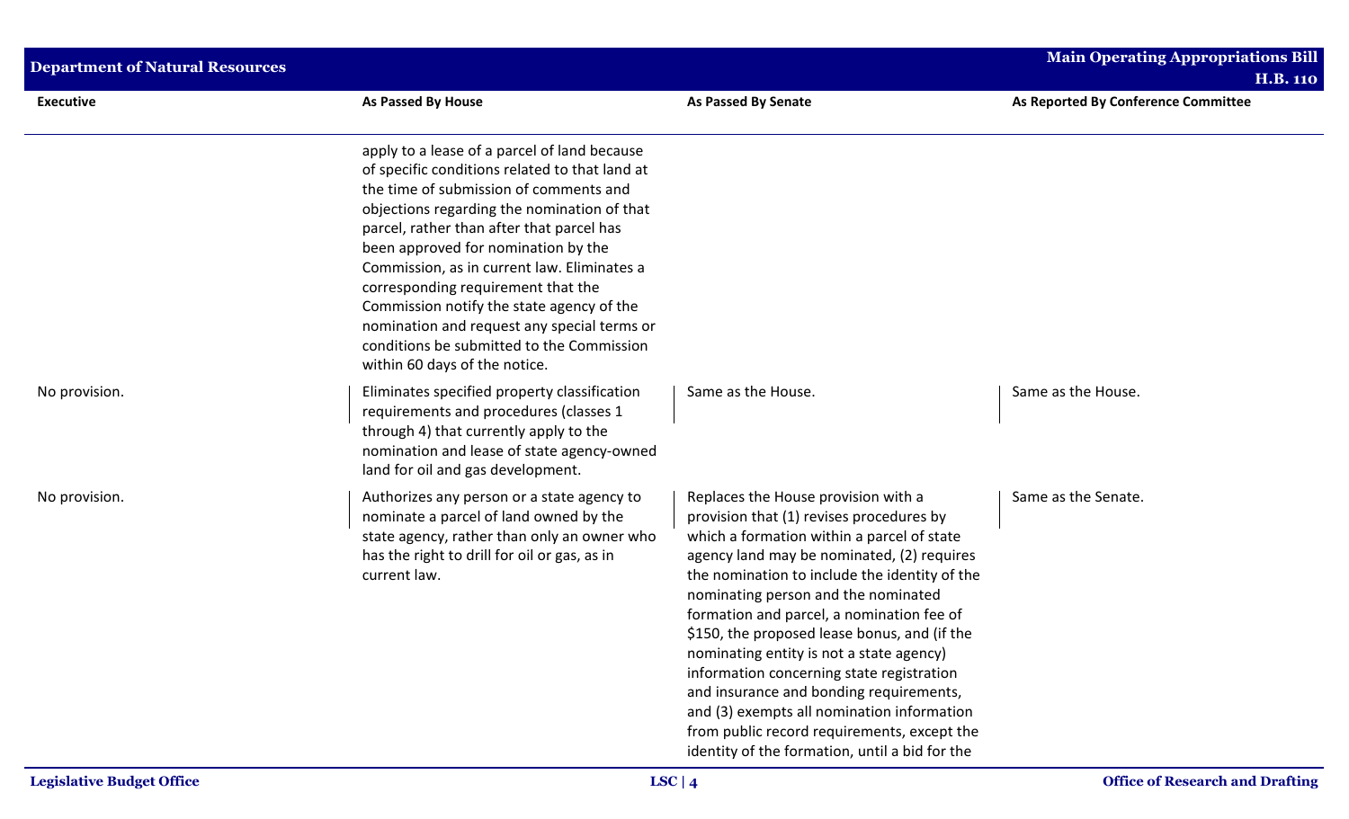| Executive | As Passed By House | As Passed By Senate | As Reported By Conference Committee |
|---|---|---|---|
| | apply to a lease of a parcel of land because of specific conditions related to that land at the time of submission of comments and objections regarding the nomination of that parcel, rather than after that parcel has been approved for nomination by the Commission, as in current law. Eliminates a corresponding requirement that the Commission notify the state agency of the nomination and request any special terms or conditions be submitted to the Commission within 60 days of the notice. | | |
| No provision. | Eliminates specified property classification requirements and procedures (classes 1 through 4) that currently apply to the nomination and lease of state agency-owned land for oil and gas development. | Same as the House. | Same as the House. |
| No provision. | Authorizes any person or a state agency to nominate a parcel of land owned by the state agency, rather than only an owner who has the right to drill for oil or gas, as in current law. | Replaces the House provision with a provision that (1) revises procedures by which a formation within a parcel of state agency land may be nominated, (2) requires the nomination to include the identity of the nominating person and the nominated formation and parcel, a nomination fee of $150, the proposed lease bonus, and (if the nominating entity is not a state agency) information concerning state registration and insurance and bonding requirements, and (3) exempts all nomination information from public record requirements, except the identity of the formation, until a bid for the | Same as the Senate. |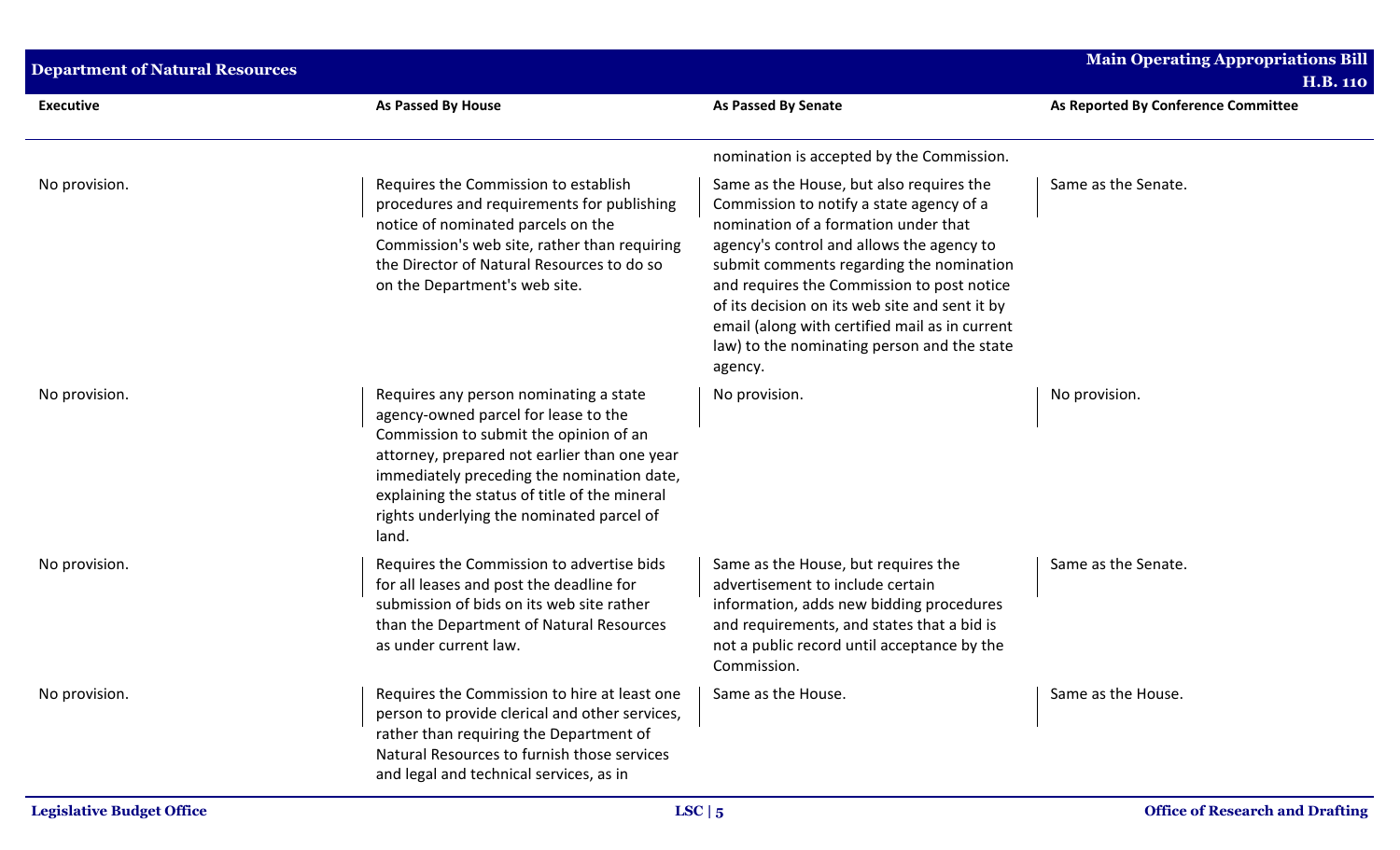| Executive | As Passed By House | As Passed By Senate | As Reported By Conference Committee |
|---|---|---|---|
| | | nomination is accepted by the Commission. | |
| No provision. | Requires the Commission to establish procedures and requirements for publishing notice of nominated parcels on the Commission's web site, rather than requiring the Director of Natural Resources to do so on the Department's web site. | Same as the House, but also requires the Commission to notify a state agency of a nomination of a formation under that agency's control and allows the agency to submit comments regarding the nomination and requires the Commission to post notice of its decision on its web site and sent it by email (along with certified mail as in current law) to the nominating person and the state agency. | Same as the Senate. |
| No provision. | Requires any person nominating a state agency-owned parcel for lease to the Commission to submit the opinion of an attorney, prepared not earlier than one year immediately preceding the nomination date, explaining the status of title of the mineral rights underlying the nominated parcel of land. | No provision. | No provision. |
| No provision. | Requires the Commission to advertise bids for all leases and post the deadline for submission of bids on its web site rather than the Department of Natural Resources as under current law. | Same as the House, but requires the advertisement to include certain information, adds new bidding procedures and requirements, and states that a bid is not a public record until acceptance by the Commission. | Same as the Senate. |
| No provision. | Requires the Commission to hire at least one person to provide clerical and other services, rather than requiring the Department of Natural Resources to furnish those services and legal and technical services, as in | Same as the House. | Same as the House. |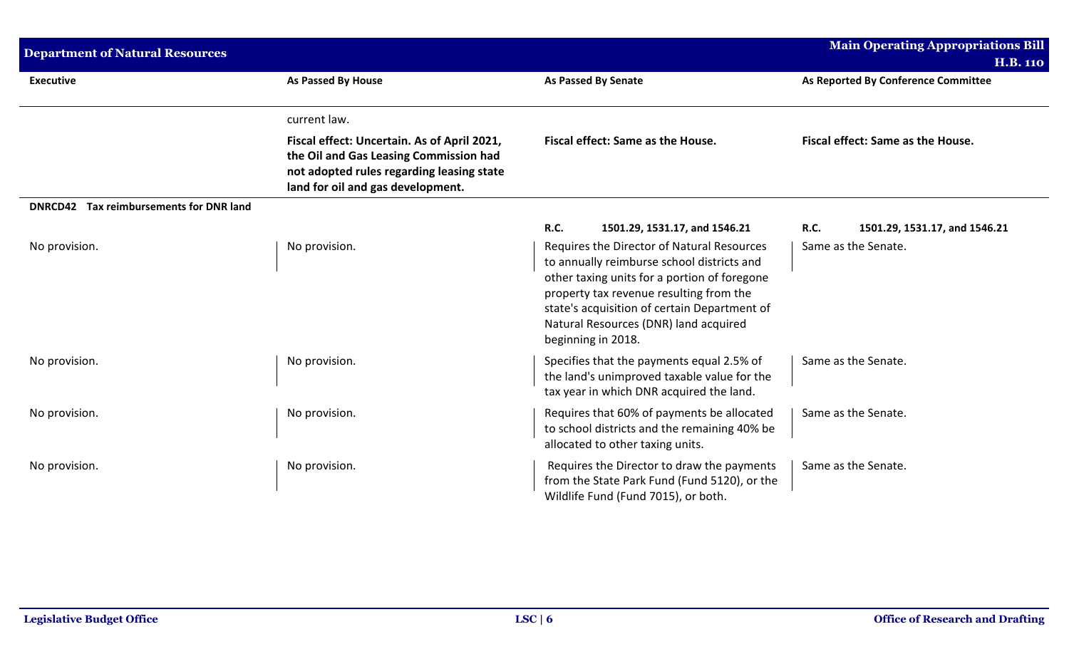| Executive | As Passed By House | As Passed By Senate | As Reported By Conference Committee |
|---|---|---|---|
| | current law. | | |
| | **Fiscal effect: Uncertain. As of April 2021, the Oil and Gas Leasing Commission had not adopted rules regarding leasing state land for oil and gas development.** | **Fiscal effect: Same as the House.** | **Fiscal effect: Same as the House.** |
| **DNRCD42 Tax reimbursements for DNR land** | | | |
| | | **R.C.** **1501.29, 1531.17, and 1546.21** | **R.C.** **1501.29, 1531.17, and 1546.21** |
| No provision. | No provision. | Requires the Director of Natural Resources to annually reimburse school districts and other taxing units for a portion of foregone property tax revenue resulting from the state's acquisition of certain Department of Natural Resources (DNR) land acquired beginning in 2018. | Same as the Senate. |
| No provision. | No provision. | Specifies that the payments equal 2.5% of the land's unimproved taxable value for the tax year in which DNR acquired the land. | Same as the Senate. |
| No provision. | No provision. | Requires that 60% of payments be allocated to school districts and the remaining 40% be allocated to other taxing units. | Same as the Senate. |
| No provision. | No provision. | Requires the Director to draw the payments from the State Park Fund (Fund 5120), or the Wildlife Fund (Fund 7015), or both. | Same as the Senate. |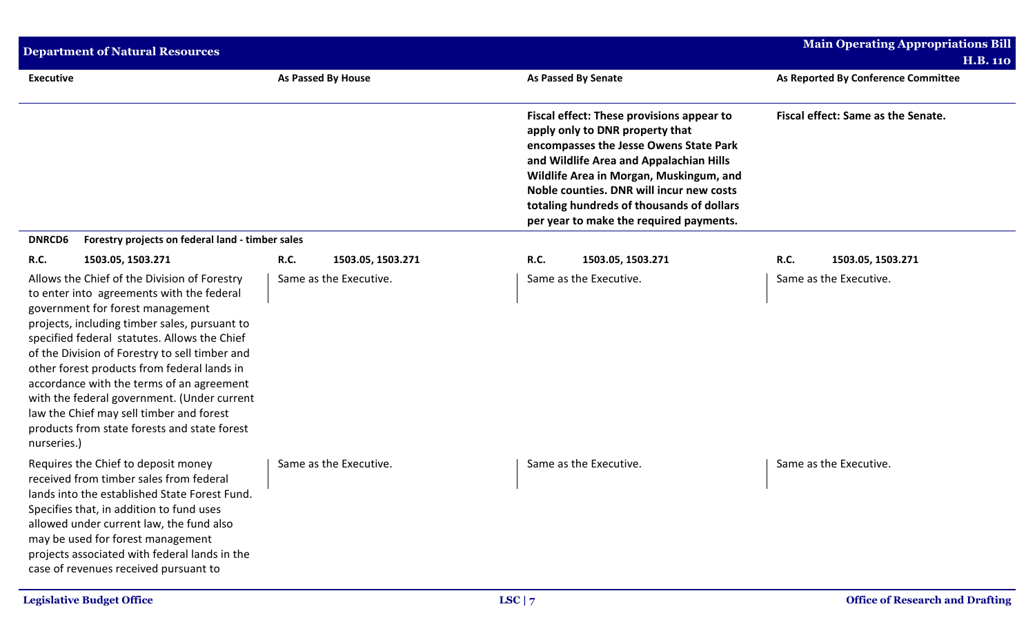| Executive | As Passed By House | As Passed By Senate | As Reported By Conference Committee |
|---|---|---|---|
| | | **Fiscal effect: These provisions appear to apply only to DNR property that encompasses the Jesse Owens State Park and Wildlife Area and Appalachian Hills Wildlife Area in Morgan, Muskingum, and Noble counties. DNR will incur new costs totaling hundreds of thousands of dollars per year to make the required payments.** | **Fiscal effect: Same as the Senate.** |
| **DNRCD6 Forestry projects on federal land - timber sales** | | | |
| **R.C.** 1503.05, 1503.271 | **R.C.** 1503.05, 1503.271 | **R.C.** 1503.05, 1503.271 | **R.C.** 1503.05, 1503.271 |
| Allows the Chief of the Division of Forestry to enter into agreements with the federal government for forest management projects, including timber sales, pursuant to specified federal statutes. Allows the Chief of the Division of Forestry to sell timber and other forest products from federal lands in accordance with the terms of an agreement with the federal government. (Under current law the Chief may sell timber and forest products from state forests and state forest nurseries.) | Same as the Executive. | Same as the Executive. | Same as the Executive. |
| Requires the Chief to deposit money received from timber sales from federal lands into the established State Forest Fund. Specifies that, in addition to fund uses allowed under current law, the fund also may be used for forest management projects associated with federal lands in the case of revenues received pursuant to | Same as the Executive. | Same as the Executive. | Same as the Executive. |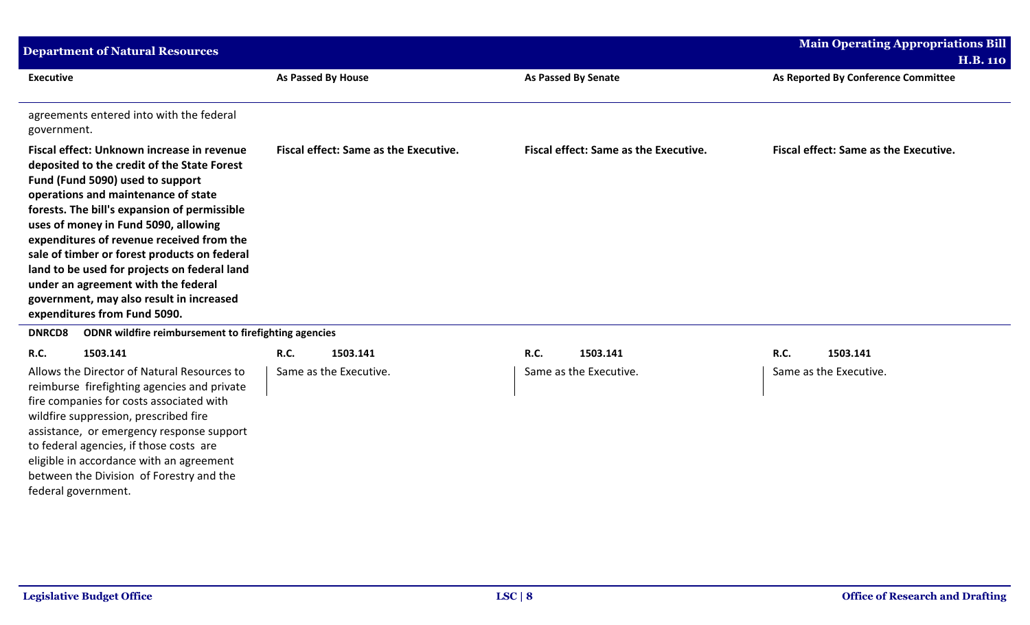| Executive | As Passed By House | As Passed By Senate | As Reported By Conference Committee |
|---|---|---|---|
| agreements entered into with the federal government. | | | |
| **Fiscal effect: Unknown increase in revenue deposited to the credit of the State Forest Fund (Fund 5090) used to support operations and maintenance of state forests. The bill's expansion of permissible uses of money in Fund 5090, allowing expenditures of revenue received from the sale of timber or forest products on federal land to be used for projects on federal land under an agreement with the federal government, may also result in increased expenditures from Fund 5090.** | **Fiscal effect: Same as the Executive.** | **Fiscal effect: Same as the Executive.** | **Fiscal effect: Same as the Executive.** |
| **DNRCD8 ODNR wildfire reimbursement to firefighting agencies** | | | |
| **R.C. 1503.141** | **R.C. 1503.141** | **R.C. 1503.141** | **R.C. 1503.141** |
| Allows the Director of Natural Resources to reimburse firefighting agencies and private fire companies for costs associated with wildfire suppression, prescribed fire assistance, or emergency response support to federal agencies, if those costs are eligible in accordance with an agreement between the Division of Forestry and the federal government. | Same as the Executive. | Same as the Executive. | Same as the Executive. |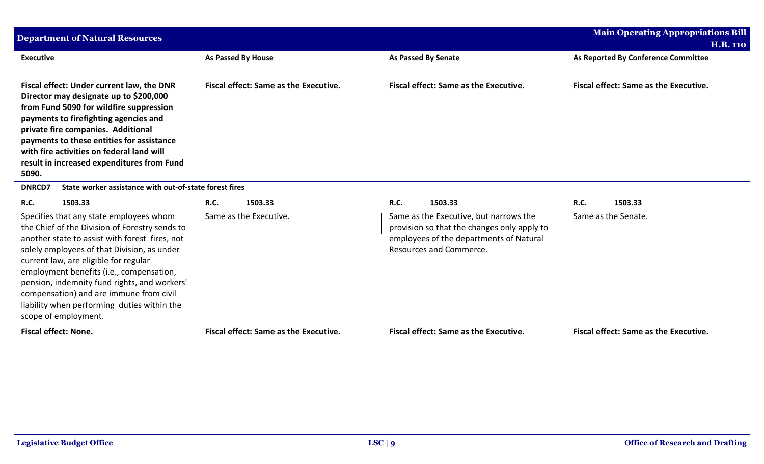| Executive | As Passed By House | As Passed By Senate | As Reported By Conference Committee |
|---|---|---|---|
| **Fiscal effect: Under current law, the DNR Director may designate up to $200,000 from Fund 5090 for wildfire suppression payments to firefighting agencies and private fire companies. Additional payments to these entities for assistance with fire activities on federal land will result in increased expenditures from Fund 5090.** | **Fiscal effect: Same as the Executive.** | **Fiscal effect: Same as the Executive.** | **Fiscal effect: Same as the Executive.** |
| **DNRCD7 State worker assistance with out-of-state forest fires** | | | |
| **R.C. 1503.33** | **R.C. 1503.33** | **R.C. 1503.33** | **R.C. 1503.33** |
| Specifies that any state employees whom the Chief of the Division of Forestry sends to another state to assist with forest fires, not solely employees of that Division, as under current law, are eligible for regular employment benefits (i.e., compensation, pension, indemnity fund rights, and workers' compensation) and are immune from civil liability when performing duties within the scope of employment. | Same as the Executive. | Same as the Executive, but narrows the provision so that the changes only apply to employees of the departments of Natural Resources and Commerce. | Same as the Senate. |
| **Fiscal effect: None.** | **Fiscal effect: Same as the Executive.** | **Fiscal effect: Same as the Executive.** | **Fiscal effect: Same as the Executive.** |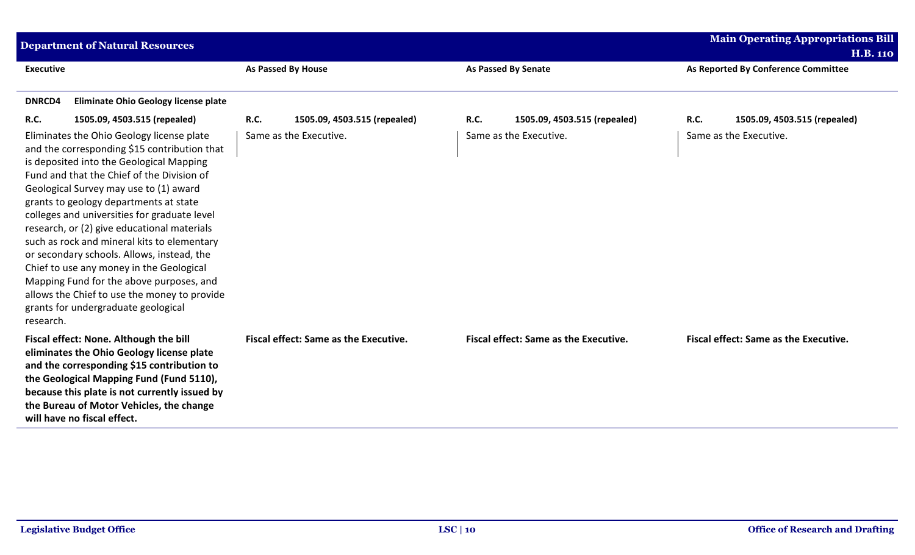## Department of Natural Resources

| Executive | As Passed By House | As Passed By Senate | As Reported By Conference Committee |
|---|---|---|---|
| **DNRCD4 Eliminate Ohio Geology license plate** | | | |
| **R.C. 1505.09, 4503.515 (repealed)** | **R.C. 1505.09, 4503.515 (repealed)** | **R.C. 1505.09, 4503.515 (repealed)** | **R.C. 1505.09, 4503.515 (repealed)** |
| Eliminates the Ohio Geology license plate and the corresponding $15 contribution that is deposited into the Geological Mapping Fund and that the Chief of the Division of Geological Survey may use to (1) award grants to geology departments at state colleges and universities for graduate level research, or (2) give educational materials such as rock and mineral kits to elementary or secondary schools. Allows, instead, the Chief to use any money in the Geological Mapping Fund for the above purposes, and allows the Chief to use the money to provide grants for undergraduate geological research. | Same as the Executive. | Same as the Executive. | Same as the Executive. |
| **Fiscal effect: None. Although the bill eliminates the Ohio Geology license plate and the corresponding $15 contribution to the Geological Mapping Fund (Fund 5110), because this plate is not currently issued by the Bureau of Motor Vehicles, the change will have no fiscal effect.** | **Fiscal effect: Same as the Executive.** | **Fiscal effect: Same as the Executive.** | **Fiscal effect: Same as the Executive.** |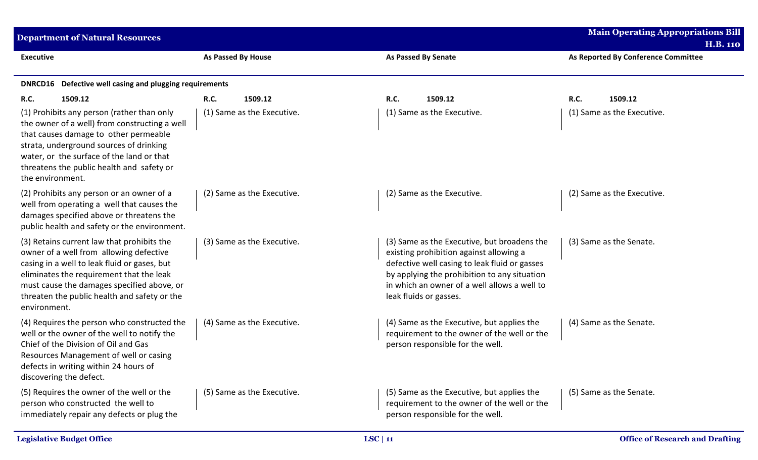| Executive | As Passed By House | As Passed By Senate | As Reported By Conference Committee |
|---|---|---|---|
| **DNRCD16 Defective well casing and plugging requirements** | | | |
| **R.C. 1509.12** | **R.C. 1509.12** | **R.C. 1509.12** | **R.C. 1509.12** |
| (1) Prohibits any person (rather than only the owner of a well) from constructing a well that causes damage to other permeable strata, underground sources of drinking water, or the surface of the land or that threatens the public health and safety or the environment. | (1) Same as the Executive. | (1) Same as the Executive. | (1) Same as the Executive. |
| (2) Prohibits any person or an owner of a well from operating a well that causes the damages specified above or threatens the public health and safety or the environment. | (2) Same as the Executive. | (2) Same as the Executive. | (2) Same as the Executive. |
| (3) Retains current law that prohibits the owner of a well from allowing defective casing in a well to leak fluid or gases, but eliminates the requirement that the leak must cause the damages specified above, or threaten the public health and safety or the environment. | (3) Same as the Executive. | (3) Same as the Executive, but broadens the existing prohibition against allowing a defective well casing to leak fluid or gasses by applying the prohibition to any situation in which an owner of a well allows a well to leak fluids or gasses. | (3) Same as the Senate. |
| (4) Requires the person who constructed the well or the owner of the well to notify the Chief of the Division of Oil and Gas Resources Management of well or casing defects in writing within 24 hours of discovering the defect. | (4) Same as the Executive. | (4) Same as the Executive, but applies the requirement to the owner of the well or the person responsible for the well. | (4) Same as the Senate. |
| (5) Requires the owner of the well or the person who constructed the well to immediately repair any defects or plug the | (5) Same as the Executive. | (5) Same as the Executive, but applies the requirement to the owner of the well or the person responsible for the well. | (5) Same as the Senate. |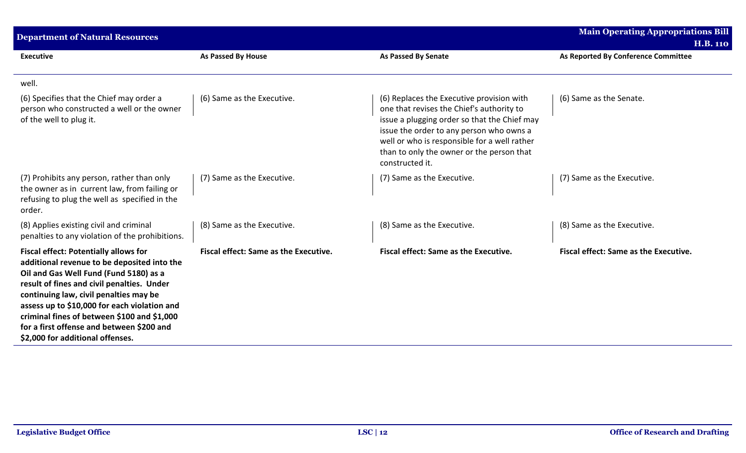| Executive | As Passed By House | As Passed By Senate | As Reported By Conference Committee |
|---|---|---|---|
| well. | | | |
| (6) Specifies that the Chief may order a person who constructed a well or the owner of the well to plug it. | (6) Same as the Executive. | (6) Replaces the Executive provision with one that revises the Chief's authority to issue a plugging order so that the Chief may issue the order to any person who owns a well or who is responsible for a well rather than to only the owner or the person that constructed it. | (6) Same as the Senate. |
| (7) Prohibits any person, rather than only the owner as in current law, from failing or refusing to plug the well as specified in the order. | (7) Same as the Executive. | (7) Same as the Executive. | (7) Same as the Executive. |
| (8) Applies existing civil and criminal penalties to any violation of the prohibitions. | (8) Same as the Executive. | (8) Same as the Executive. | (8) Same as the Executive. |
| **Fiscal effect: Potentially allows for additional revenue to be deposited into the Oil and Gas Well Fund (Fund 5180) as a result of fines and civil penalties. Under continuing law, civil penalties may be assess up to $10,000 for each violation and criminal fines of between $100 and $1,000 for a first offense and between $200 and $2,000 for additional offenses.** | **Fiscal effect: Same as the Executive.** | **Fiscal effect: Same as the Executive.** | **Fiscal effect: Same as the Executive.** |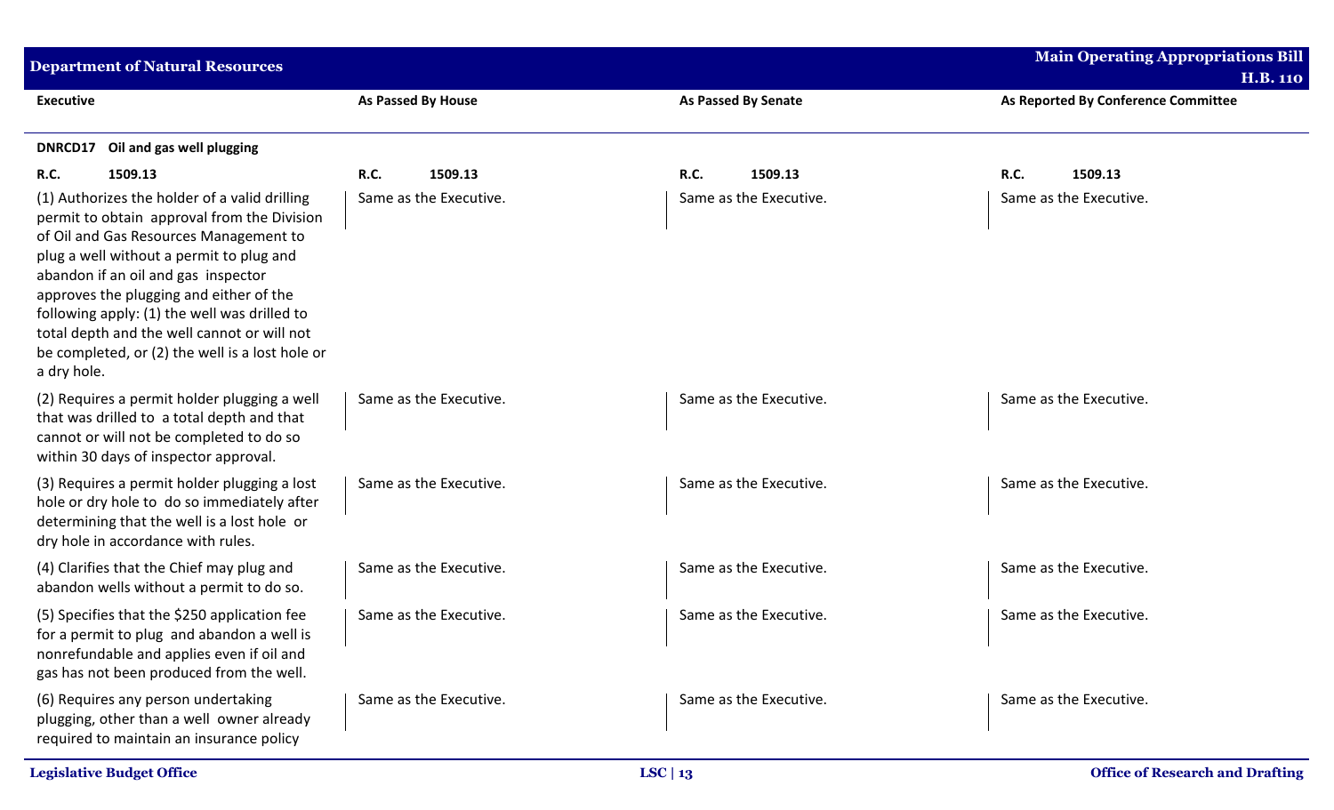| Executive | As Passed By House | As Passed By Senate | As Reported By Conference Committee |
|---|---|---|---|
| **DNRCD17 Oil and gas well plugging** | | | |
| **R.C. 1509.13** | **R.C. 1509.13** | **R.C. 1509.13** | **R.C. 1509.13** |
| (1) Authorizes the holder of a valid drilling permit to obtain approval from the Division of Oil and Gas Resources Management to plug a well without a permit to plug and abandon if an oil and gas inspector approves the plugging and either of the following apply: (1) the well was drilled to total depth and the well cannot or will not be completed, or (2) the well is a lost hole or a dry hole. | Same as the Executive. | Same as the Executive. | Same as the Executive. |
| (2) Requires a permit holder plugging a well that was drilled to a total depth and that cannot or will not be completed to do so within 30 days of inspector approval. | Same as the Executive. | Same as the Executive. | Same as the Executive. |
| (3) Requires a permit holder plugging a lost hole or dry hole to do so immediately after determining that the well is a lost hole or dry hole in accordance with rules. | Same as the Executive. | Same as the Executive. | Same as the Executive. |
| (4) Clarifies that the Chief may plug and abandon wells without a permit to do so. | Same as the Executive. | Same as the Executive. | Same as the Executive. |
| (5) Specifies that the $250 application fee for a permit to plug and abandon a well is nonrefundable and applies even if oil and gas has not been produced from the well. | Same as the Executive. | Same as the Executive. | Same as the Executive. |
| (6) Requires any person undertaking plugging, other than a well owner already required to maintain an insurance policy | Same as the Executive. | Same as the Executive. | Same as the Executive. |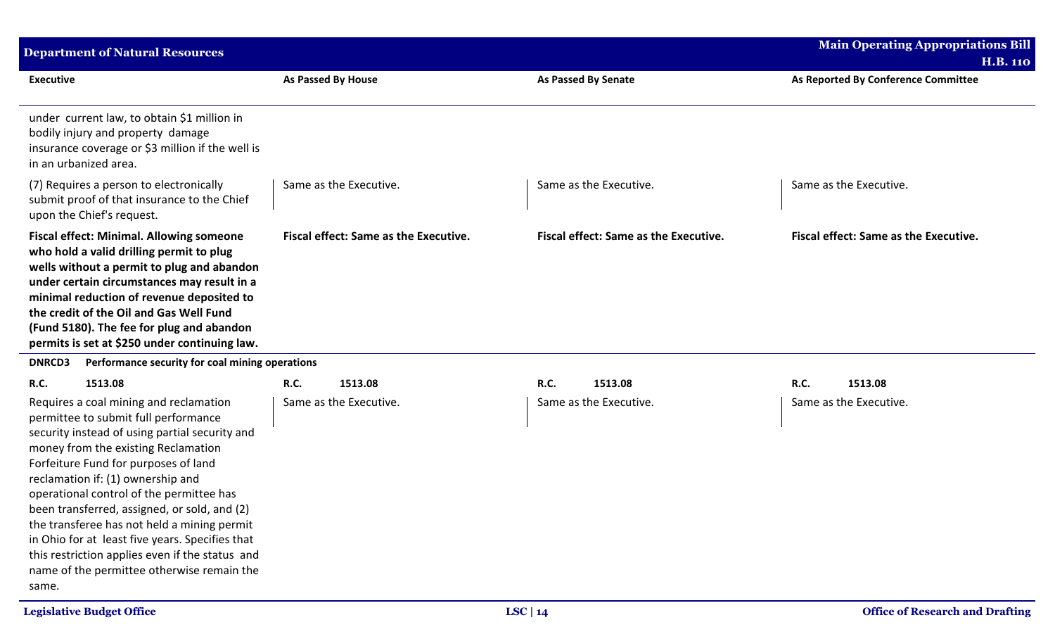| Executive | As Passed By House | As Passed By Senate | As Reported By Conference Committee |
|---|---|---|---|
| under current law, to obtain $1 million in bodily injury and property damage insurance coverage or $3 million if the well is in an urbanized area. | | | |
| (7) Requires a person to electronically submit proof of that insurance to the Chief upon the Chief's request. | Same as the Executive. | Same as the Executive. | Same as the Executive. |
| **Fiscal effect: Minimal. Allowing someone who hold a valid drilling permit to plug wells without a permit to plug and abandon under certain circumstances may result in a minimal reduction of revenue deposited to the credit of the Oil and Gas Well Fund (Fund 5180). The fee for plug and abandon permits is set at $250 under continuing law.** | **Fiscal effect: Same as the Executive.** | **Fiscal effect: Same as the Executive.** | **Fiscal effect: Same as the Executive.** |
| **DNRCD3 Performance security for coal mining operations** | | | |
| **R.C. 1513.08** | **R.C. 1513.08** | **R.C. 1513.08** | **R.C. 1513.08** |
| Requires a coal mining and reclamation permittee to submit full performance security instead of using partial security and money from the existing Reclamation Forfeiture Fund for purposes of land reclamation if: (1) ownership and operational control of the permittee has been transferred, assigned, or sold, and (2) the transferee has not held a mining permit in Ohio for at least five years. Specifies that this restriction applies even if the status and name of the permittee otherwise remain the same. | Same as the Executive. | Same as the Executive. | Same as the Executive. |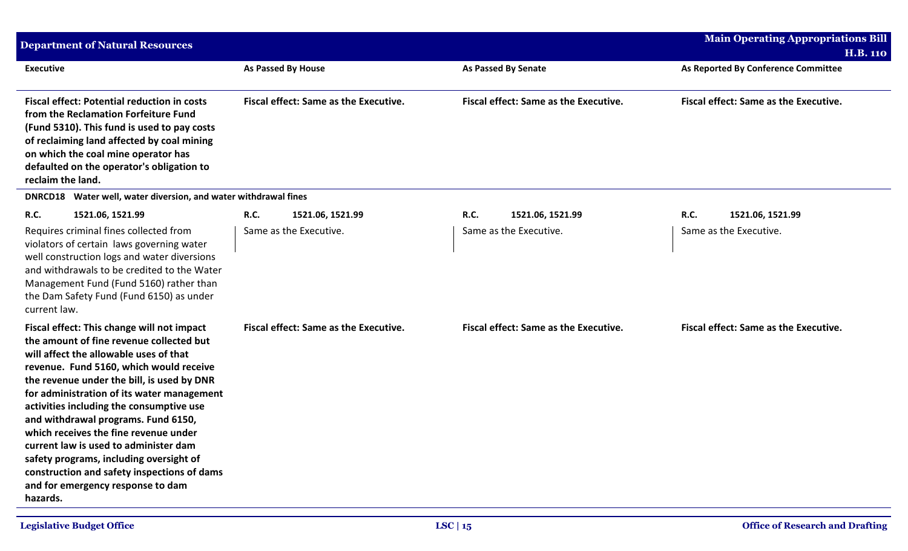| Executive | As Passed By House | As Passed By Senate | As Reported By Conference Committee |
|---|---|---|---|
| **Fiscal effect: Potential reduction in costs from the Reclamation Forfeiture Fund (Fund 5310). This fund is used to pay costs of reclaiming land affected by coal mining on which the coal mine operator has defaulted on the operator's obligation to reclaim the land.** | **Fiscal effect: Same as the Executive.** | **Fiscal effect: Same as the Executive.** | **Fiscal effect: Same as the Executive.** |
| **DNRCD18 Water well, water diversion, and water withdrawal fines** | | | |
| **R.C. 1521.06, 1521.99** | **R.C. 1521.06, 1521.99** | **R.C. 1521.06, 1521.99** | **R.C. 1521.06, 1521.99** |
| Requires criminal fines collected from violators of certain laws governing water well construction logs and water diversions and withdrawals to be credited to the Water Management Fund (Fund 5160) rather than the Dam Safety Fund (Fund 6150) as under current law. | Same as the Executive. | Same as the Executive. | Same as the Executive. |
| **Fiscal effect: This change will not impact the amount of fine revenue collected but will affect the allowable uses of that revenue. Fund 5160, which would receive the revenue under the bill, is used by DNR for administration of its water management activities including the consumptive use and withdrawal programs. Fund 6150, which receives the fine revenue under current law is used to administer dam safety programs, including oversight of construction and safety inspections of dams and for emergency response to dam hazards.** | **Fiscal effect: Same as the Executive.** | **Fiscal effect: Same as the Executive.** | **Fiscal effect: Same as the Executive.** |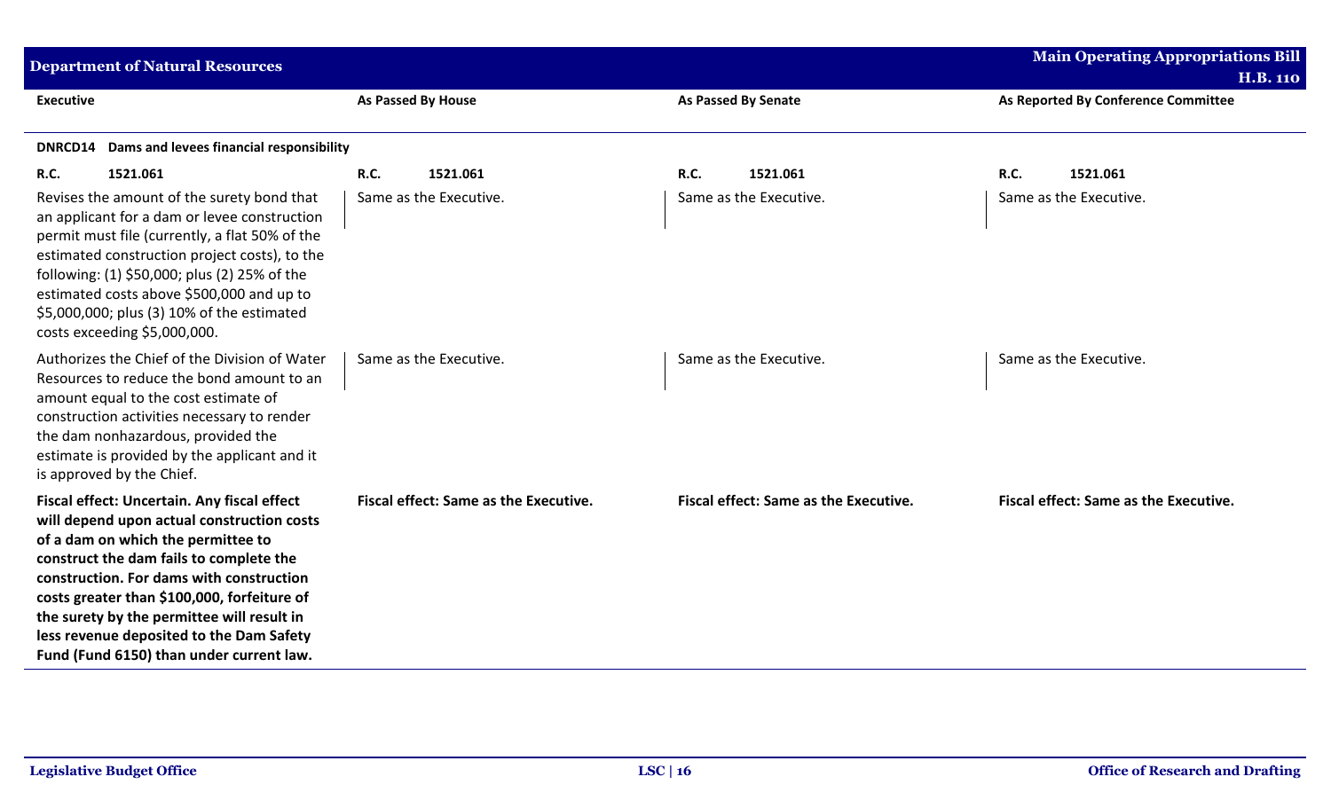| Executive | As Passed By House | As Passed By Senate | As Reported By Conference Committee |
|---|---|---|---|
| **DNRCD14 Dams and levees financial responsibility** | | | |
| **R.C. 1521.061** | **R.C. 1521.061** | **R.C. 1521.061** | **R.C. 1521.061** |
| Revises the amount of the surety bond that an applicant for a dam or levee construction permit must file (currently, a flat 50% of the estimated construction project costs), to the following: (1) $50,000; plus (2) 25% of the estimated costs above $500,000 and up to $5,000,000; plus (3) 10% of the estimated costs exceeding $5,000,000. | Same as the Executive. | Same as the Executive. | Same as the Executive. |
| Authorizes the Chief of the Division of Water Resources to reduce the bond amount to an amount equal to the cost estimate of construction activities necessary to render the dam nonhazardous, provided the estimate is provided by the applicant and it is approved by the Chief. | Same as the Executive. | Same as the Executive. | Same as the Executive. |
| **Fiscal effect: Uncertain. Any fiscal effect will depend upon actual construction costs of a dam on which the permittee to construct the dam fails to complete the construction. For dams with construction costs greater than $100,000, forfeiture of the surety by the permittee will result in less revenue deposited to the Dam Safety Fund (Fund 6150) than under current law.** | **Fiscal effect: Same as the Executive.** | **Fiscal effect: Same as the Executive.** | **Fiscal effect: Same as the Executive.** |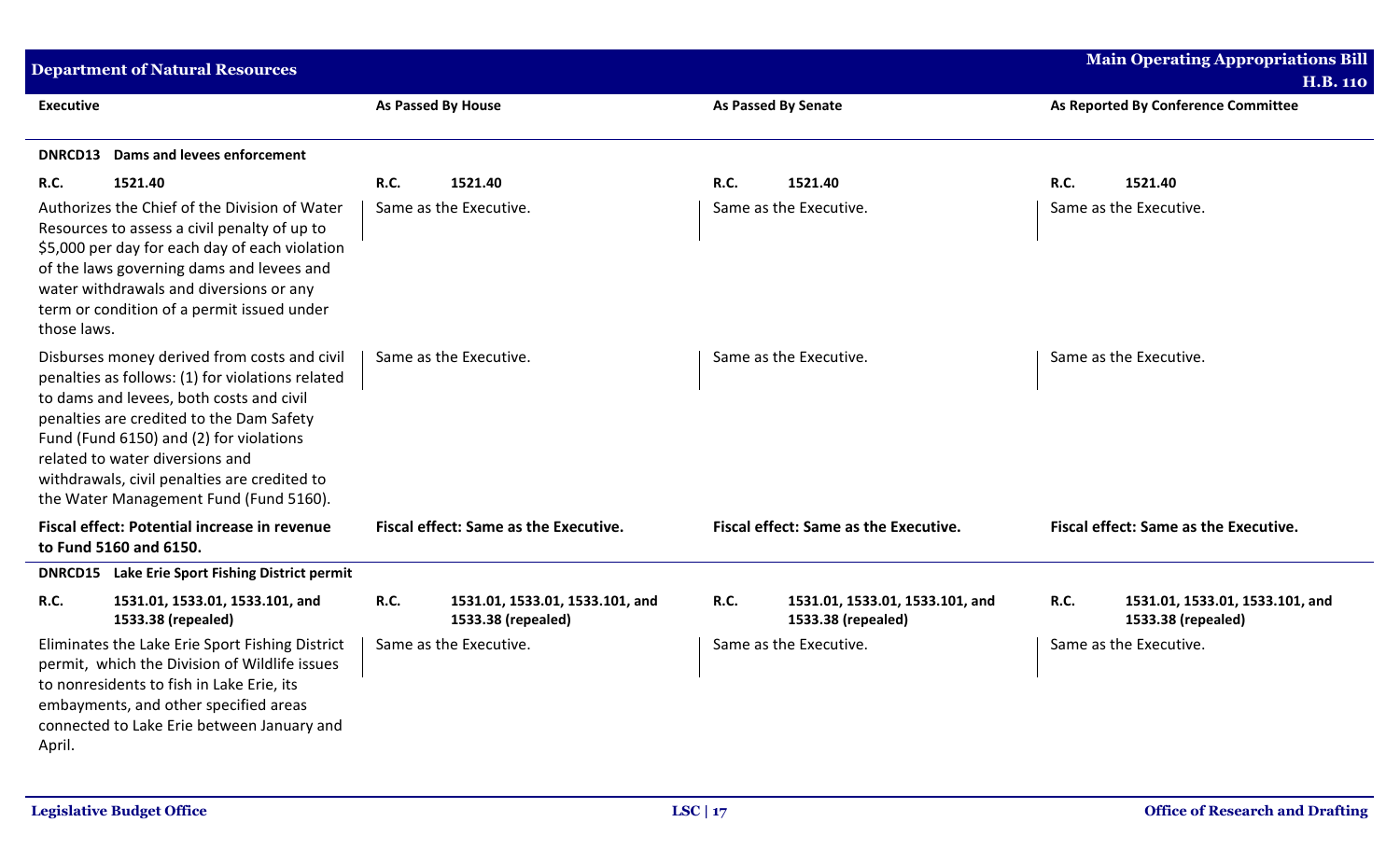| Executive | As Passed By House | As Passed By Senate | As Reported By Conference Committee |
|---|---|---|---|
| **DNRCD13 Dams and levees enforcement** | | | |
| **R.C. 1521.40** | **R.C. 1521.40** | **R.C. 1521.40** | **R.C. 1521.40** |
| Authorizes the Chief of the Division of Water Resources to assess a civil penalty of up to $5,000 per day for each day of each violation of the laws governing dams and levees and water withdrawals and diversions or any term or condition of a permit issued under those laws. | Same as the Executive. | Same as the Executive. | Same as the Executive. |
| Disburses money derived from costs and civil penalties as follows: (1) for violations related to dams and levees, both costs and civil penalties are credited to the Dam Safety Fund (Fund 6150) and (2) for violations related to water diversions and withdrawals, civil penalties are credited to the Water Management Fund (Fund 5160). | Same as the Executive. | Same as the Executive. | Same as the Executive. |
| **Fiscal effect: Potential increase in revenue to Fund 5160 and 6150.** | **Fiscal effect: Same as the Executive.** | **Fiscal effect: Same as the Executive.** | **Fiscal effect: Same as the Executive.** |
| **DNRCD15 Lake Erie Sport Fishing District permit** | | | |
| **R.C. 1531.01, 1533.01, 1533.101, and 1533.38 (repealed)** | **R.C. 1531.01, 1533.01, 1533.101, and 1533.38 (repealed)** | **R.C. 1531.01, 1533.01, 1533.101, and 1533.38 (repealed)** | **R.C. 1531.01, 1533.01, 1533.101, and 1533.38 (repealed)** |
| Eliminates the Lake Erie Sport Fishing District permit, which the Division of Wildlife issues to nonresidents to fish in Lake Erie, its embayments, and other specified areas connected to Lake Erie between January and April. | Same as the Executive. | Same as the Executive. | Same as the Executive. |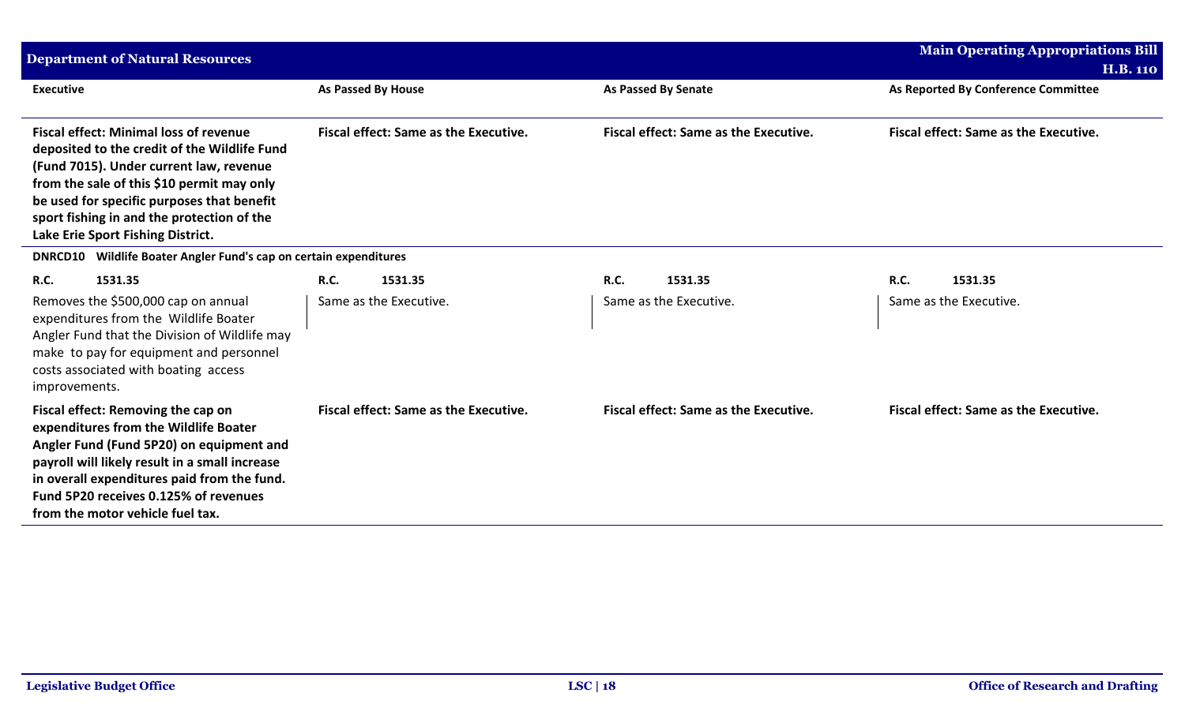| Executive | As Passed By House | As Passed By Senate | As Reported By Conference Committee |
|---|---|---|---|
| **Fiscal effect: Minimal loss of revenue deposited to the credit of the Wildlife Fund (Fund 7015). Under current law, revenue from the sale of this $10 permit may only be used for specific purposes that benefit sport fishing in and the protection of the Lake Erie Sport Fishing District.** | **Fiscal effect: Same as the Executive.** | **Fiscal effect: Same as the Executive.** | **Fiscal effect: Same as the Executive.** |
| **DNRCD10 Wildlife Boater Angler Fund's cap on certain expenditures** | | | |
| **R.C. 1531.35** | **R.C. 1531.35** | **R.C. 1531.35** | **R.C. 1531.35** |
| Removes the $500,000 cap on annual expenditures from the Wildlife Boater Angler Fund that the Division of Wildlife may make to pay for equipment and personnel costs associated with boating access improvements. | Same as the Executive. | Same as the Executive. | Same as the Executive. |
| **Fiscal effect: Removing the cap on expenditures from the Wildlife Boater Angler Fund (Fund 5P20) on equipment and payroll will likely result in a small increase in overall expenditures paid from the fund. Fund 5P20 receives 0.125% of revenues from the motor vehicle fuel tax.** | **Fiscal effect: Same as the Executive.** | **Fiscal effect: Same as the Executive.** | **Fiscal effect: Same as the Executive.** |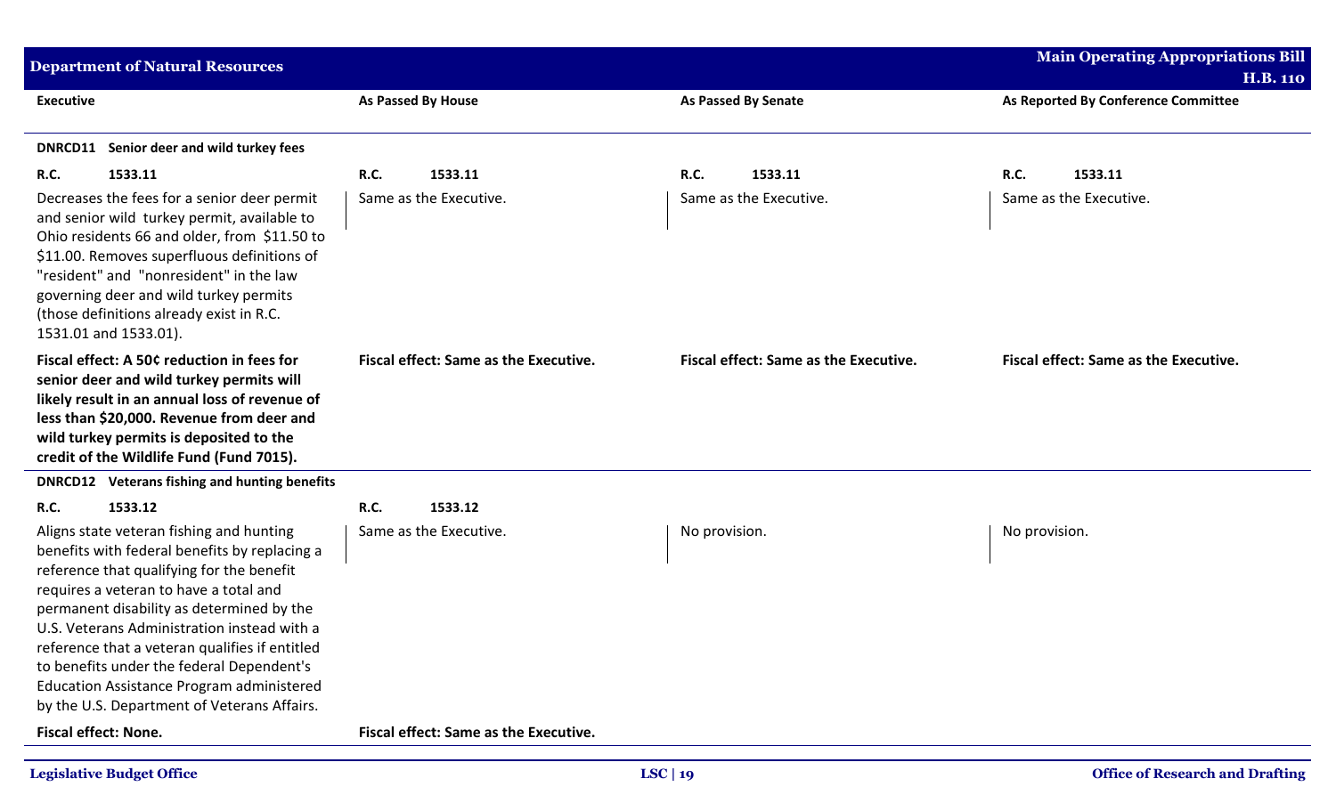| Executive | As Passed By House | As Passed By Senate | As Reported By Conference Committee |
|---|---|---|---|
| **DNRCD11 Senior deer and wild turkey fees** | | | |
| **R.C. 1533.11** | **R.C. 1533.11** | **R.C. 1533.11** | **R.C. 1533.11** |
| Decreases the fees for a senior deer permit and senior wild turkey permit, available to Ohio residents 66 and older, from $11.50 to $11.00. Removes superfluous definitions of "resident" and "nonresident" in the law governing deer and wild turkey permits (those definitions already exist in R.C. 1531.01 and 1533.01). | Same as the Executive. | Same as the Executive. | Same as the Executive. |
| **Fiscal effect: A 50¢ reduction in fees for senior deer and wild turkey permits will likely result in an annual loss of revenue of less than $20,000. Revenue from deer and wild turkey permits is deposited to the credit of the Wildlife Fund (Fund 7015).** | **Fiscal effect: Same as the Executive.** | **Fiscal effect: Same as the Executive.** | **Fiscal effect: Same as the Executive.** |
| **DNRCD12 Veterans fishing and hunting benefits** | | | |
| **R.C. 1533.12** | **R.C. 1533.12** | | |
| Aligns state veteran fishing and hunting benefits with federal benefits by replacing a reference that qualifying for the benefit requires a veteran to have a total and permanent disability as determined by the U.S. Veterans Administration instead with a reference that a veteran qualifies if entitled to benefits under the federal Dependent's Education Assistance Program administered by the U.S. Department of Veterans Affairs. | Same as the Executive. | No provision. | No provision. |
| **Fiscal effect: None.** | **Fiscal effect: Same as the Executive.** | | |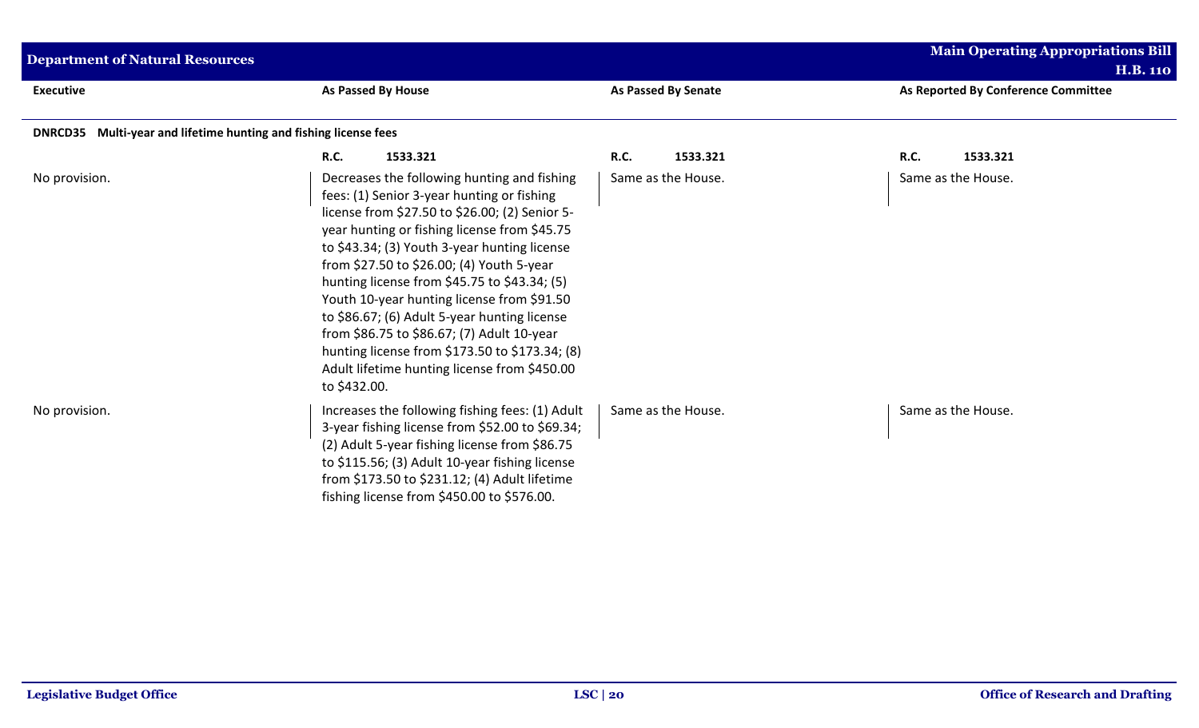| Executive | As Passed By House | As Passed By Senate | As Reported By Conference Committee |
|---|---|---|---|
| **DNRCD35 Multi-year and lifetime hunting and fishing license fees** | | | |
| | **R.C. 1533.321** | **R.C. 1533.321** | **R.C. 1533.321** |
| No provision. | Decreases the following hunting and fishing fees: (1) Senior 3-year hunting or fishing license from $27.50 to $26.00; (2) Senior 5-year hunting or fishing license from $45.75 to $43.34; (3) Youth 3-year hunting license from $27.50 to $26.00; (4) Youth 5-year hunting license from $45.75 to $43.34; (5) Youth 10-year hunting license from $91.50 to $86.67; (6) Adult 5-year hunting license from $86.75 to $86.67; (7) Adult 10-year hunting license from $173.50 to $173.34; (8) Adult lifetime hunting license from $450.00 to $432.00. | Same as the House. | Same as the House. |
| No provision. | Increases the following fishing fees: (1) Adult 3-year fishing license from $52.00 to $69.34; (2) Adult 5-year fishing license from $86.75 to $115.56; (3) Adult 10-year fishing license from $173.50 to $231.12; (4) Adult lifetime fishing license from $450.00 to $576.00. | Same as the House. | Same as the House. |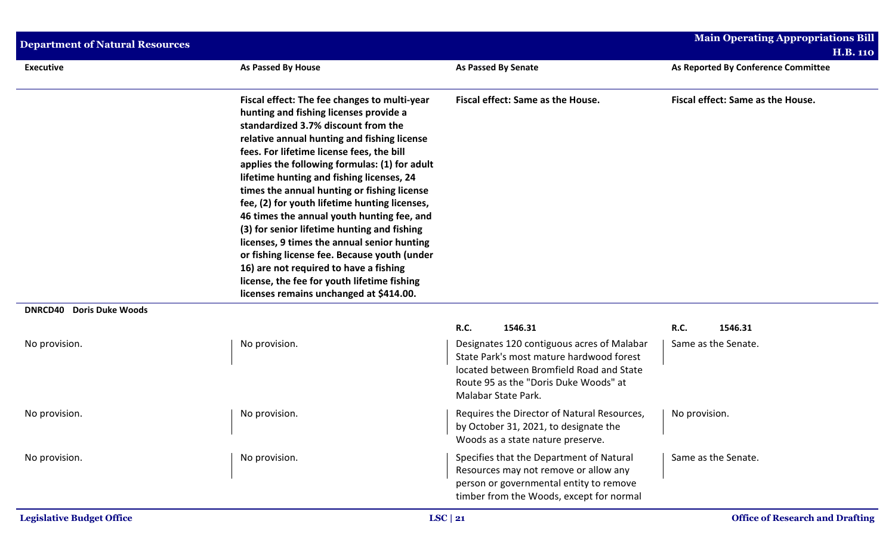| Executive | As Passed By House | As Passed By Senate | As Reported By Conference Committee |
|---|---|---|---|
| | **Fiscal effect: The fee changes to multi-year hunting and fishing licenses provide a standardized 3.7% discount from the relative annual hunting and fishing license fees. For lifetime license fees, the bill applies the following formulas: (1) for adult lifetime hunting and fishing licenses, 24 times the annual hunting or fishing license fee, (2) for youth lifetime hunting licenses, 46 times the annual youth hunting fee, and (3) for senior lifetime hunting and fishing licenses, 9 times the annual senior hunting or fishing license fee. Because youth (under 16) are not required to have a fishing license, the fee for youth lifetime fishing licenses remains unchanged at $414.00.** | **Fiscal effect: Same as the House.** | **Fiscal effect: Same as the House.** |
| **DNRCD40 Doris Duke Woods** | | | |
| | | **R.C. 1546.31** | **R.C. 1546.31** |
| No provision. | No provision. | Designates 120 contiguous acres of Malabar State Park's most mature hardwood forest located between Bromfield Road and State Route 95 as the "Doris Duke Woods" at Malabar State Park. | Same as the Senate. |
| No provision. | No provision. | Requires the Director of Natural Resources, by October 31, 2021, to designate the Woods as a state nature preserve. | No provision. |
| No provision. | No provision. | Specifies that the Department of Natural Resources may not remove or allow any person or governmental entity to remove timber from the Woods, except for normal | Same as the Senate. |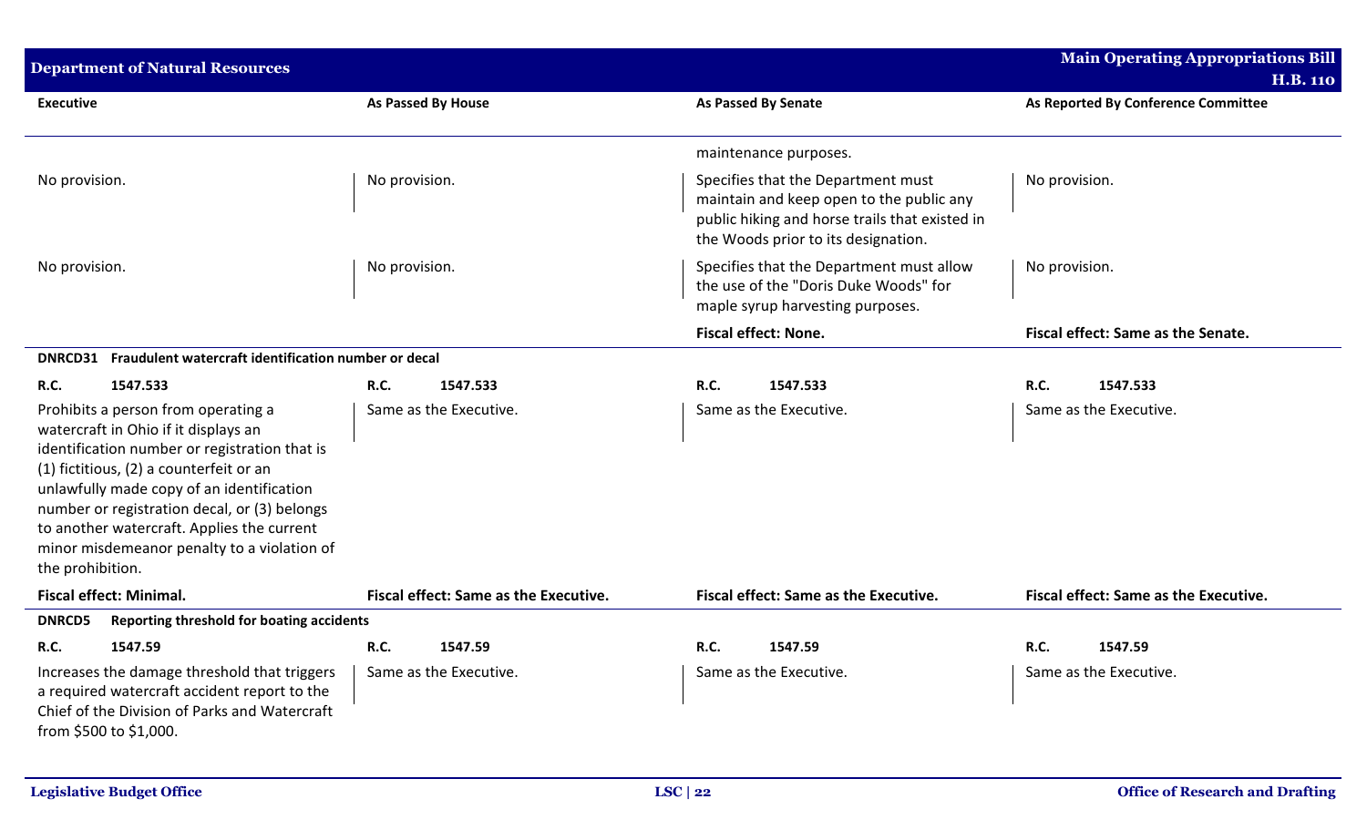| Executive | As Passed By House | As Passed By Senate | As Reported By Conference Committee |
|---|---|---|---|
| | | maintenance purposes. | |
| No provision. | No provision. | Specifies that the Department must maintain and keep open to the public any public hiking and horse trails that existed in the Woods prior to its designation. | No provision. |
| No provision. | No provision. | Specifies that the Department must allow the use of the "Doris Duke Woods" for maple syrup harvesting purposes. | No provision. |
| | | **Fiscal effect: None.** | **Fiscal effect: Same as the Senate.** |
| **DNRCD31 Fraudulent watercraft identification number or decal** | | | |
| **R.C. 1547.533** | **R.C. 1547.533** | **R.C. 1547.533** | **R.C. 1547.533** |
| Prohibits a person from operating a watercraft in Ohio if it displays an identification number or registration that is (1) fictitious, (2) a counterfeit or an unlawfully made copy of an identification number or registration decal, or (3) belongs to another watercraft. Applies the current minor misdemeanor penalty to a violation of the prohibition. | Same as the Executive. | Same as the Executive. | Same as the Executive. |
| **Fiscal effect: Minimal.** | **Fiscal effect: Same as the Executive.** | **Fiscal effect: Same as the Executive.** | **Fiscal effect: Same as the Executive.** |
| **DNRCD5 Reporting threshold for boating accidents** | | | |
| **R.C. 1547.59** | **R.C. 1547.59** | **R.C. 1547.59** | **R.C. 1547.59** |
| Increases the damage threshold that triggers a required watercraft accident report to the Chief of the Division of Parks and Watercraft from $500 to $1,000. | Same as the Executive. | Same as the Executive. | Same as the Executive. |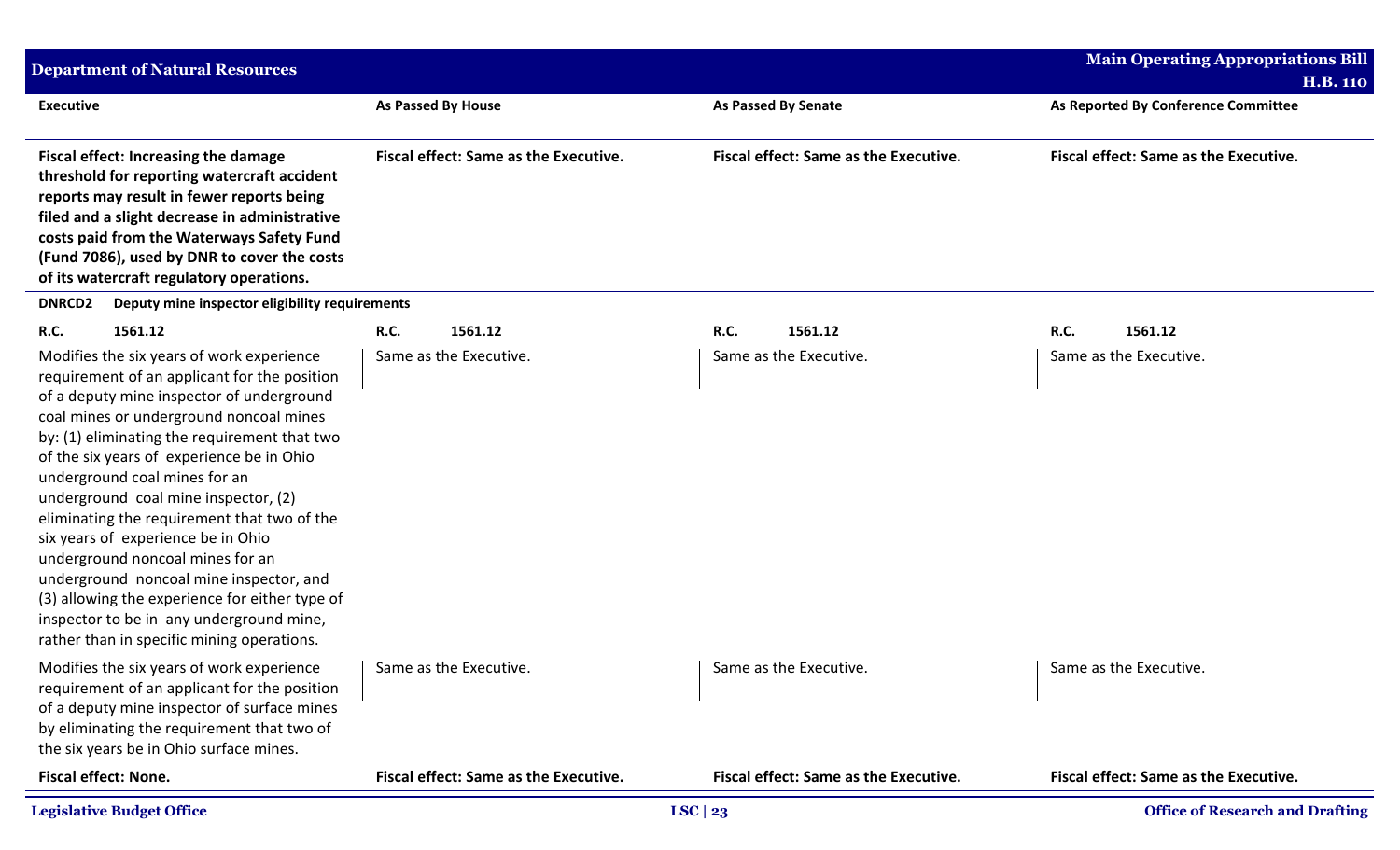| Executive | As Passed By House | As Passed By Senate | As Reported By Conference Committee |
|---|---|---|---|
| **Fiscal effect: Increasing the damage threshold for reporting watercraft accident reports may result in fewer reports being filed and a slight decrease in administrative costs paid from the Waterways Safety Fund (Fund 7086), used by DNR to cover the costs of its watercraft regulatory operations.** | **Fiscal effect: Same as the Executive.** | **Fiscal effect: Same as the Executive.** | **Fiscal effect: Same as the Executive.** |
| **DNRCD2 Deputy mine inspector eligibility requirements** | | | |
| **R.C. 1561.12** | **R.C. 1561.12** | **R.C. 1561.12** | **R.C. 1561.12** |
| Modifies the six years of work experience requirement of an applicant for the position of a deputy mine inspector of underground coal mines or underground noncoal mines by: (1) eliminating the requirement that two of the six years of experience be in Ohio underground coal mines for an underground coal mine inspector, (2) eliminating the requirement that two of the six years of experience be in Ohio underground noncoal mines for an underground noncoal mine inspector, and (3) allowing the experience for either type of inspector to be in any underground mine, rather than in specific mining operations. | Same as the Executive. | Same as the Executive. | Same as the Executive. |
| Modifies the six years of work experience requirement of an applicant for the position of a deputy mine inspector of surface mines by eliminating the requirement that two of the six years be in Ohio surface mines. | Same as the Executive. | Same as the Executive. | Same as the Executive. |
| **Fiscal effect: None.** | **Fiscal effect: Same as the Executive.** | **Fiscal effect: Same as the Executive.** | **Fiscal effect: Same as the Executive.** |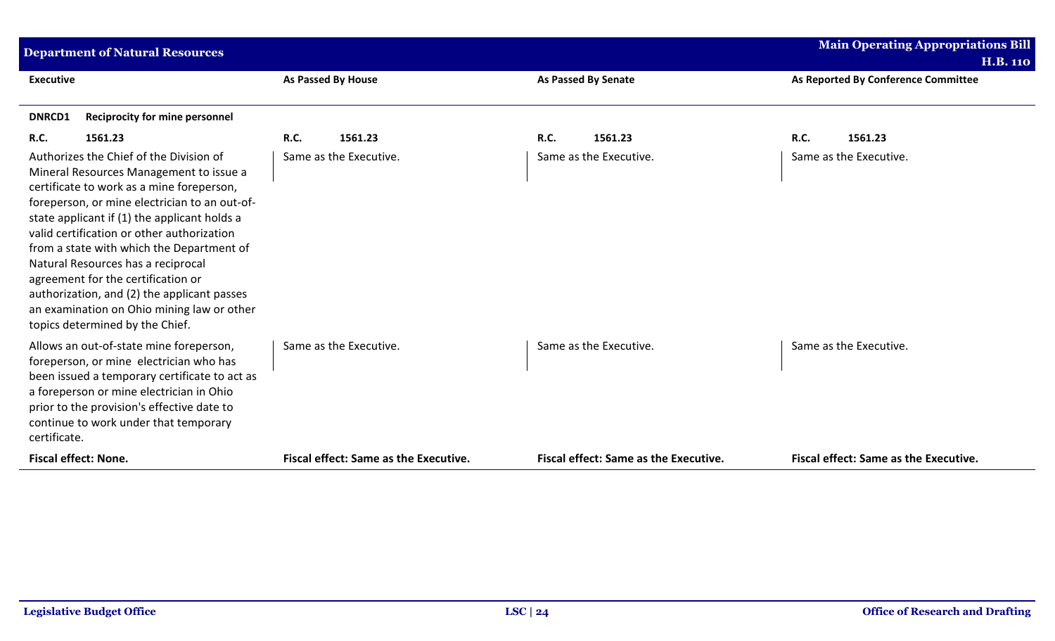## Department of Natural Resources

| Executive | As Passed By House | As Passed By Senate | As Reported By Conference Committee |
| --- | --- | --- | --- |
| **DNRCD1 Reciprocity for mine personnel** | | | |
| **R.C. 1561.23** | **R.C. 1561.23** | **R.C. 1561.23** | **R.C. 1561.23** |
| Authorizes the Chief of the Division of Mineral Resources Management to issue a certificate to work as a mine foreperson, foreperson, or mine electrician to an out-of-state applicant if (1) the applicant holds a valid certification or other authorization from a state with which the Department of Natural Resources has a reciprocal agreement for the certification or authorization, and (2) the applicant passes an examination on Ohio mining law or other topics determined by the Chief. | Same as the Executive. | Same as the Executive. | Same as the Executive. |
| Allows an out-of-state mine foreperson, foreperson, or mine electrician who has been issued a temporary certificate to act as a foreperson or mine electrician in Ohio prior to the provision's effective date to continue to work under that temporary certificate. | Same as the Executive. | Same as the Executive. | Same as the Executive. |
| **Fiscal effect: None.** | **Fiscal effect: Same as the Executive.** | **Fiscal effect: Same as the Executive.** | **Fiscal effect: Same as the Executive.** |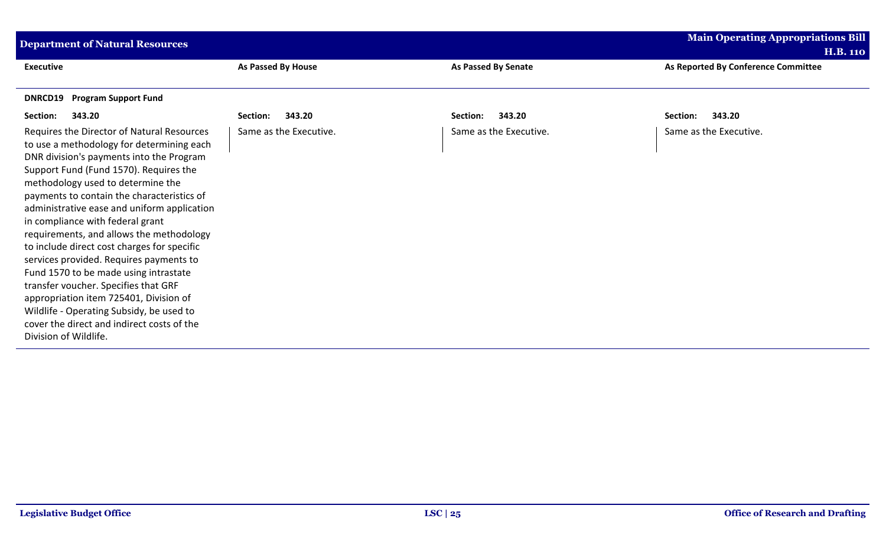| Executive | As Passed By House | As Passed By Senate | As Reported By Conference Committee |
|---|---|---|---|
| **DNRCD19 Program Support Fund** | | | |
| **Section: 343.20** | **Section: 343.20** | **Section: 343.20** | **Section: 343.20** |
| Requires the Director of Natural Resources to use a methodology for determining each DNR division's payments into the Program Support Fund (Fund 1570). Requires the methodology used to determine the payments to contain the characteristics of administrative ease and uniform application in compliance with federal grant requirements, and allows the methodology to include direct cost charges for specific services provided. Requires payments to Fund 1570 to be made using intrastate transfer voucher. Specifies that GRF appropriation item 725401, Division of Wildlife - Operating Subsidy, be used to cover the direct and indirect costs of the Division of Wildlife. | Same as the Executive. | Same as the Executive. | Same as the Executive. |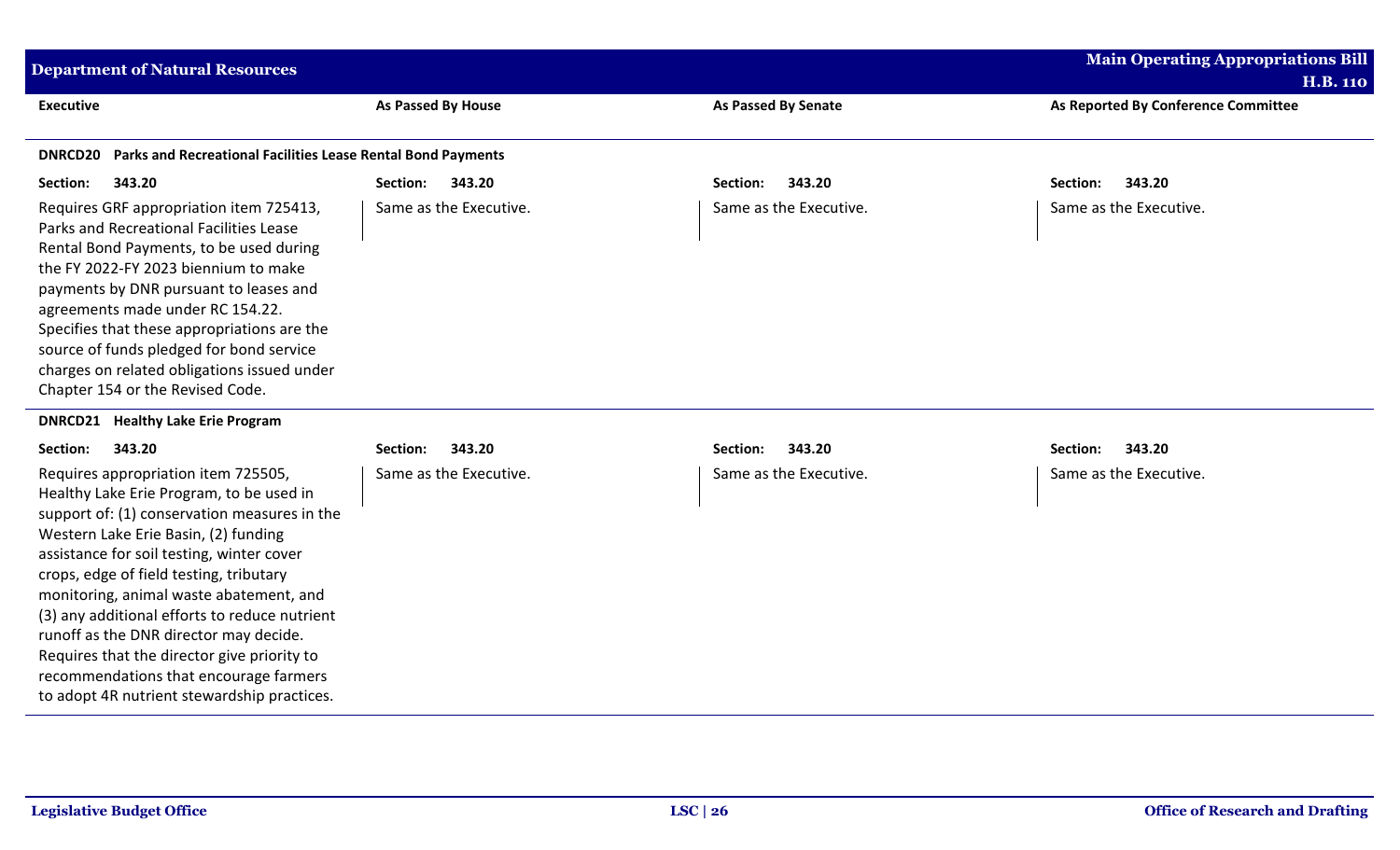| Executive | As Passed By House | As Passed By Senate | As Reported By Conference Committee |
|---|---|---|---|
| **DNRCD20 Parks and Recreational Facilities Lease Rental Bond Payments** | | | |
| **Section: 343.20** | **Section: 343.20** | **Section: 343.20** | **Section: 343.20** |
| Requires GRF appropriation item 725413, Parks and Recreational Facilities Lease Rental Bond Payments, to be used during the FY 2022-FY 2023 biennium to make payments by DNR pursuant to leases and agreements made under RC 154.22. Specifies that these appropriations are the source of funds pledged for bond service charges on related obligations issued under Chapter 154 or the Revised Code. | Same as the Executive. | Same as the Executive. | Same as the Executive. |
| **DNRCD21 Healthy Lake Erie Program** | | | |
| **Section: 343.20** | **Section: 343.20** | **Section: 343.20** | **Section: 343.20** |
| Requires appropriation item 725505, Healthy Lake Erie Program, to be used in support of: (1) conservation measures in the Western Lake Erie Basin, (2) funding assistance for soil testing, winter cover crops, edge of field testing, tributary monitoring, animal waste abatement, and (3) any additional efforts to reduce nutrient runoff as the DNR director may decide. Requires that the director give priority to recommendations that encourage farmers to adopt 4R nutrient stewardship practices. | Same as the Executive. | Same as the Executive. | Same as the Executive. |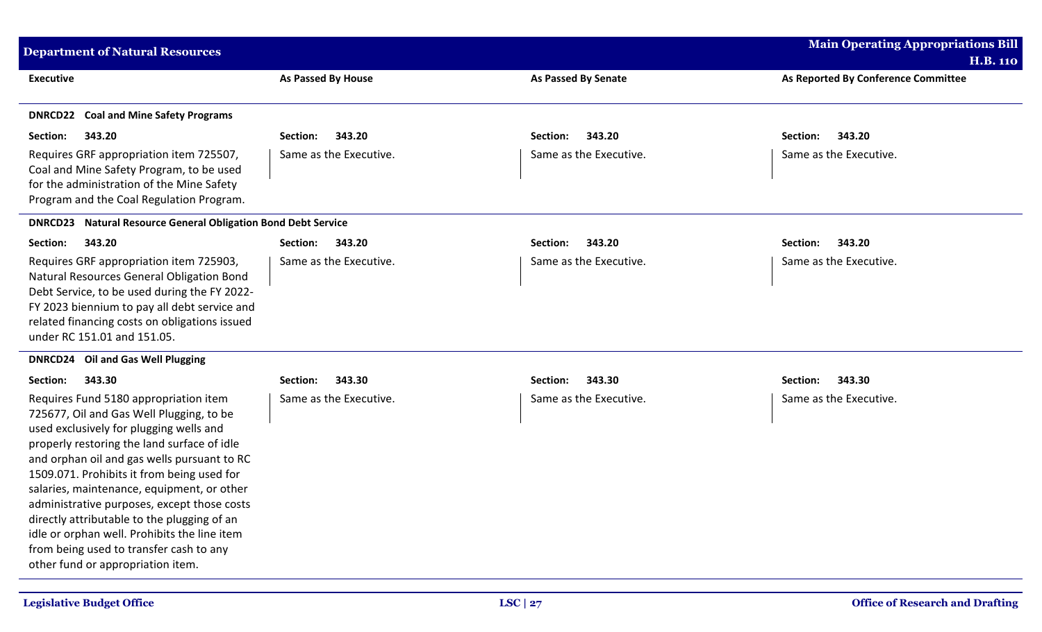| Executive | As Passed By House | As Passed By Senate | As Reported By Conference Committee |
|---|---|---|---|
| **DNRCD22 Coal and Mine Safety Programs** | | | |
| **Section: 343.20** | **Section: 343.20** | **Section: 343.20** | **Section: 343.20** |
| Requires GRF appropriation item 725507, Coal and Mine Safety Program, to be used for the administration of the Mine Safety Program and the Coal Regulation Program. | Same as the Executive. | Same as the Executive. | Same as the Executive. |
| **DNRCD23 Natural Resource General Obligation Bond Debt Service** | | | |
| **Section: 343.20** | **Section: 343.20** | **Section: 343.20** | **Section: 343.20** |
| Requires GRF appropriation item 725903, Natural Resources General Obligation Bond Debt Service, to be used during the FY 2022-FY 2023 biennium to pay all debt service and related financing costs on obligations issued under RC 151.01 and 151.05. | Same as the Executive. | Same as the Executive. | Same as the Executive. |
| **DNRCD24 Oil and Gas Well Plugging** | | | |
| **Section: 343.30** | **Section: 343.30** | **Section: 343.30** | **Section: 343.30** |
| Requires Fund 5180 appropriation item 725677, Oil and Gas Well Plugging, to be used exclusively for plugging wells and properly restoring the land surface of idle and orphan oil and gas wells pursuant to RC 1509.071. Prohibits it from being used for salaries, maintenance, equipment, or other administrative purposes, except those costs directly attributable to the plugging of an idle or orphan well. Prohibits the line item from being used to transfer cash to any other fund or appropriation item. | Same as the Executive. | Same as the Executive. | Same as the Executive. |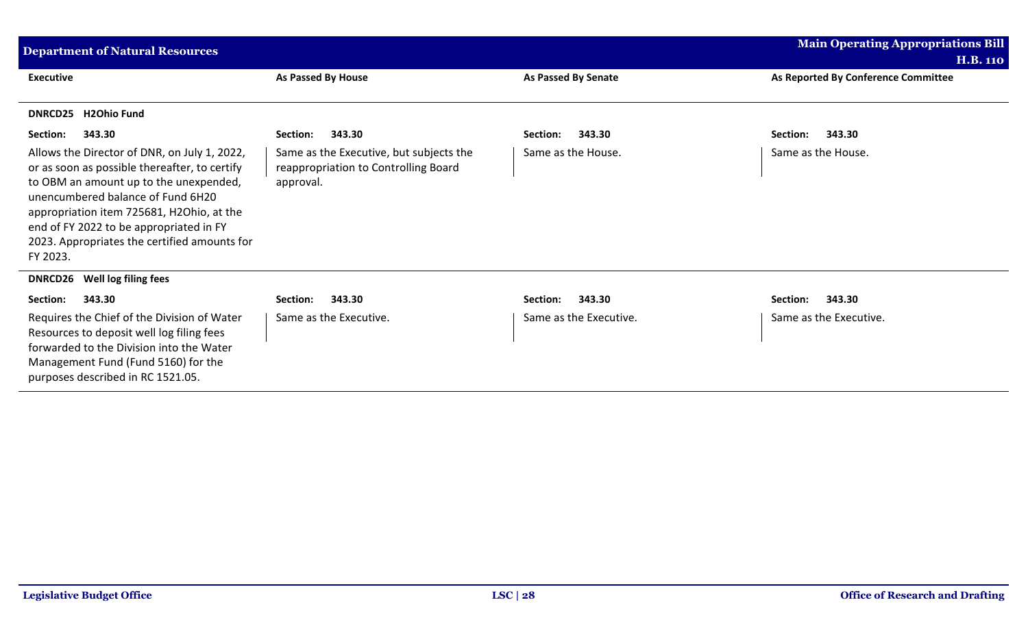| Executive | As Passed By House | As Passed By Senate | As Reported By Conference Committee |
|---|---|---|---|
| **DNRCD25 H2Ohio Fund** | | | |
| **Section: 343.30** | **Section: 343.30** | **Section: 343.30** | **Section: 343.30** |
| Allows the Director of DNR, on July 1, 2022, or as soon as possible thereafter, to certify to OBM an amount up to the unexpended, unencumbered balance of Fund 6H20 appropriation item 725681, H2Ohio, at the end of FY 2022 to be appropriated in FY 2023. Appropriates the certified amounts for FY 2023. | Same as the Executive, but subjects the reappropriation to Controlling Board approval. | Same as the House. | Same as the House. |
| **DNRCD26 Well log filing fees** | | | |
| **Section: 343.30** | **Section: 343.30** | **Section: 343.30** | **Section: 343.30** |
| Requires the Chief of the Division of Water Resources to deposit well log filing fees forwarded to the Division into the Water Management Fund (Fund 5160) for the purposes described in RC 1521.05. | Same as the Executive. | Same as the Executive. | Same as the Executive. |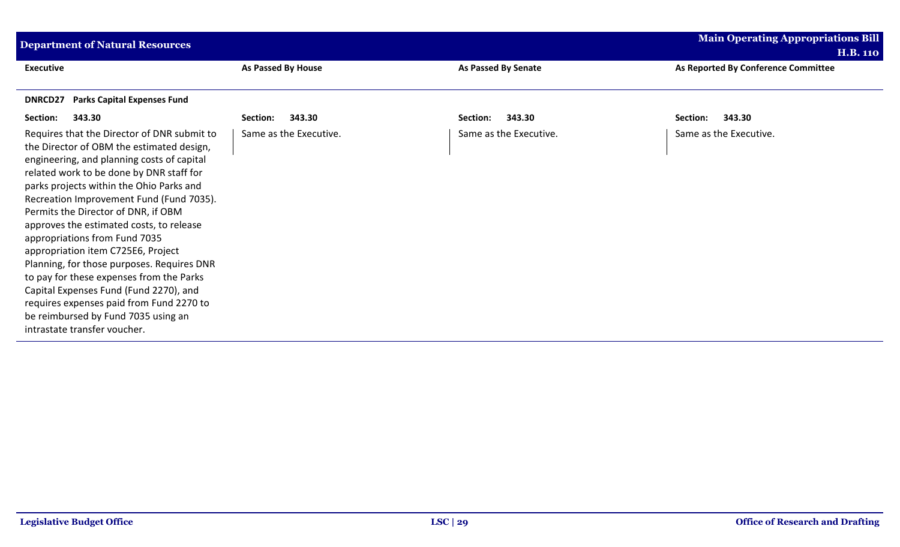| Executive | As Passed By House | As Passed By Senate | As Reported By Conference Committee |
|---|---|---|---|
| **DNRCD27 Parks Capital Expenses Fund** | | | |
| **Section: 343.30** | **Section: 343.30** | **Section: 343.30** | **Section: 343.30** |
| Requires that the Director of DNR submit to the Director of OBM the estimated design, engineering, and planning costs of capital related work to be done by DNR staff for parks projects within the Ohio Parks and Recreation Improvement Fund (Fund 7035). Permits the Director of DNR, if OBM approves the estimated costs, to release appropriations from Fund 7035 appropriation item C725E6, Project Planning, for those purposes. Requires DNR to pay for these expenses from the Parks Capital Expenses Fund (Fund 2270), and requires expenses paid from Fund 2270 to be reimbursed by Fund 7035 using an intrastate transfer voucher. | Same as the Executive. | Same as the Executive. | Same as the Executive. |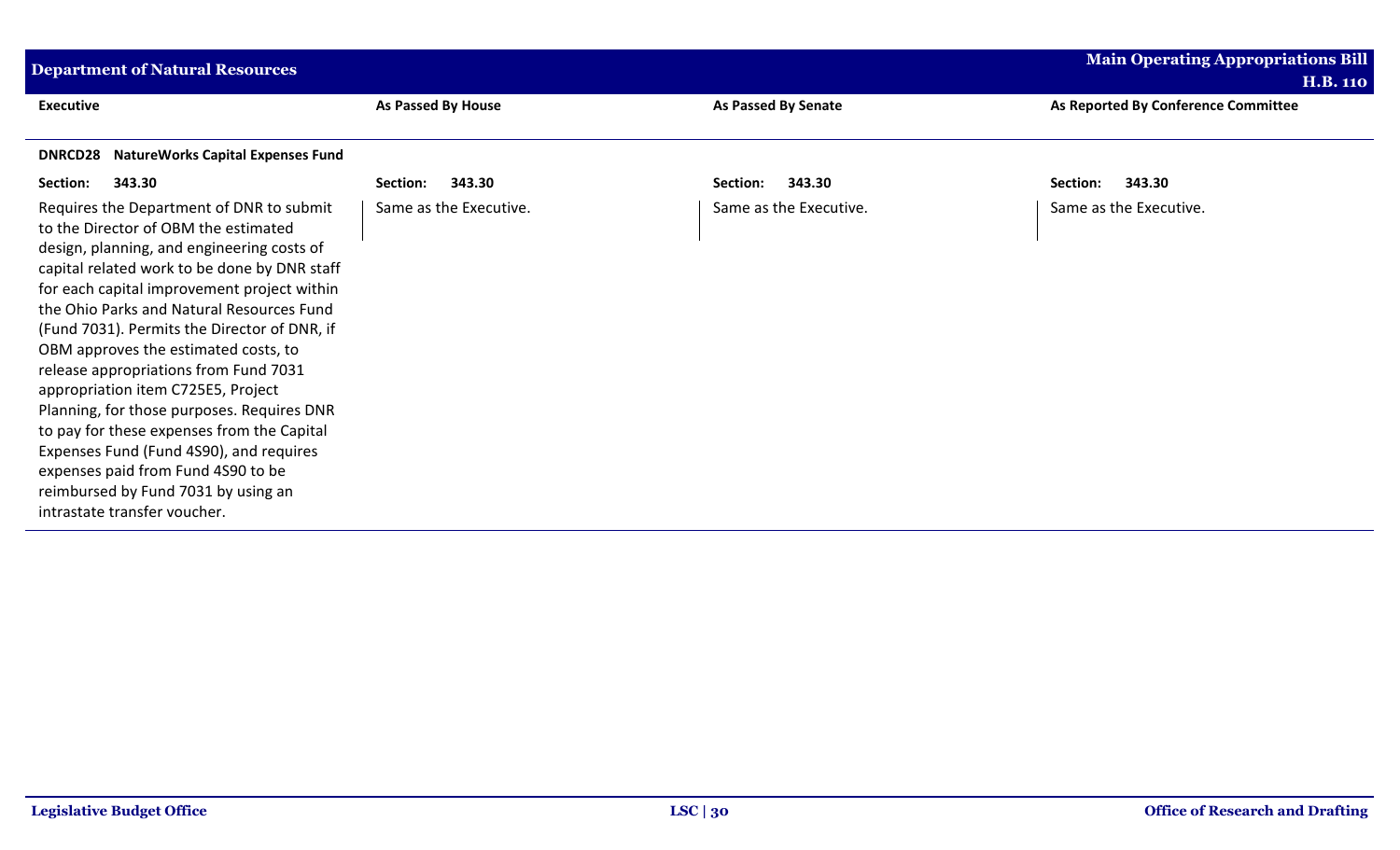| Executive | As Passed By House | As Passed By Senate | As Reported By Conference Committee |
|---|---|---|---|
| **DNRCD28 NatureWorks Capital Expenses Fund** | | | |
| **Section: 343.30** | **Section: 343.30** | **Section: 343.30** | **Section: 343.30** |
| Requires the Department of DNR to submit to the Director of OBM the estimated design, planning, and engineering costs of capital related work to be done by DNR staff for each capital improvement project within the Ohio Parks and Natural Resources Fund (Fund 7031). Permits the Director of DNR, if OBM approves the estimated costs, to release appropriations from Fund 7031 appropriation item C725E5, Project Planning, for those purposes. Requires DNR to pay for these expenses from the Capital Expenses Fund (Fund 4S90), and requires expenses paid from Fund 4S90 to be reimbursed by Fund 7031 by using an intrastate transfer voucher. | Same as the Executive. | Same as the Executive. | Same as the Executive. |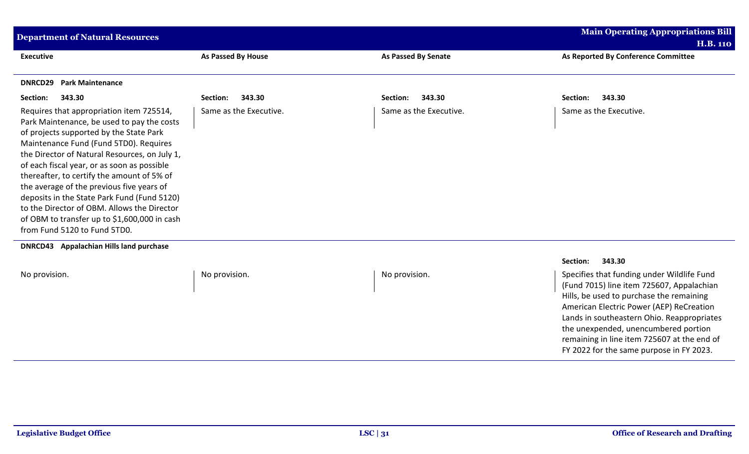| Executive | As Passed By House | As Passed By Senate | As Reported By Conference Committee |
|---|---|---|---|
| **DNRCD29 Park Maintenance** | | | |
| **Section: 343.30** | **Section: 343.30** | **Section: 343.30** | **Section: 343.30** |
| Requires that appropriation item 725514, Park Maintenance, be used to pay the costs of projects supported by the State Park Maintenance Fund (Fund 5TD0). Requires the Director of Natural Resources, on July 1, of each fiscal year, or as soon as possible thereafter, to certify the amount of 5% of the average of the previous five years of deposits in the State Park Fund (Fund 5120) to the Director of OBM. Allows the Director of OBM to transfer up to $1,600,000 in cash from Fund 5120 to Fund 5TD0. | Same as the Executive. | Same as the Executive. | Same as the Executive. |
| **DNRCD43 Appalachian Hills land purchase** | | | |
| | | | **Section: 343.30** |
| No provision. | No provision. | No provision. | Specifies that funding under Wildlife Fund (Fund 7015) line item 725607, Appalachian Hills, be used to purchase the remaining American Electric Power (AEP) ReCreation Lands in southeastern Ohio. Reappropriates the unexpended, unencumbered portion remaining in line item 725607 at the end of FY 2022 for the same purpose in FY 2023. |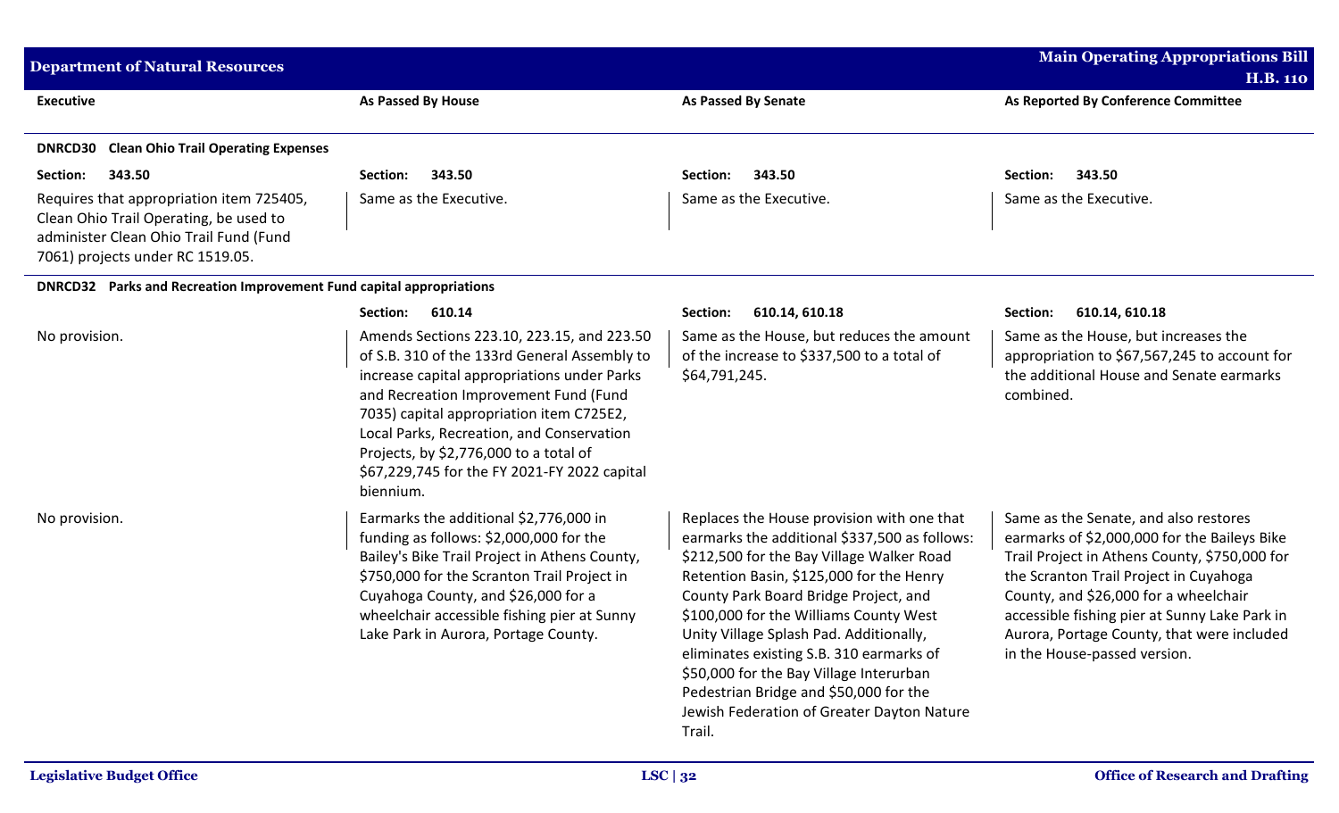| Executive | As Passed By House | As Passed By Senate | As Reported By Conference Committee |
|---|---|---|---|
| **DNRCD30 Clean Ohio Trail Operating Expenses** | | | |
| **Section: 343.50** | **Section: 343.50** | **Section: 343.50** | **Section: 343.50** |
| Requires that appropriation item 725405, Clean Ohio Trail Operating, be used to administer Clean Ohio Trail Fund (Fund 7061) projects under RC 1519.05. | Same as the Executive. | Same as the Executive. | Same as the Executive. |
| **DNRCD32 Parks and Recreation Improvement Fund capital appropriations** | | | |
| | **Section: 610.14** | **Section: 610.14, 610.18** | **Section: 610.14, 610.18** |
| No provision. | Amends Sections 223.10, 223.15, and 223.50 of S.B. 310 of the 133rd General Assembly to increase capital appropriations under Parks and Recreation Improvement Fund (Fund 7035) capital appropriation item C725E2, Local Parks, Recreation, and Conservation Projects, by $2,776,000 to a total of $67,229,745 for the FY 2021-FY 2022 capital biennium. | Same as the House, but reduces the amount of the increase to $337,500 to a total of $64,791,245. | Same as the House, but increases the appropriation to $67,567,245 to account for the additional House and Senate earmarks combined. |
| No provision. | Earmarks the additional $2,776,000 in funding as follows: $2,000,000 for the Bailey's Bike Trail Project in Athens County, $750,000 for the Scranton Trail Project in Cuyahoga County, and $26,000 for a wheelchair accessible fishing pier at Sunny Lake Park in Aurora, Portage County. | Replaces the House provision with one that earmarks the additional $337,500 as follows: $212,500 for the Bay Village Walker Road Retention Basin, $125,000 for the Henry County Park Board Bridge Project, and $100,000 for the Williams County West Unity Village Splash Pad. Additionally, eliminates existing S.B. 310 earmarks of $50,000 for the Bay Village Interurban Pedestrian Bridge and $50,000 for the Jewish Federation of Greater Dayton Nature Trail. | Same as the Senate, and also restores earmarks of $2,000,000 for the Baileys Bike Trail Project in Athens County, $750,000 for the Scranton Trail Project in Cuyahoga County, and $26,000 for a wheelchair accessible fishing pier at Sunny Lake Park in Aurora, Portage County, that were included in the House-passed version. |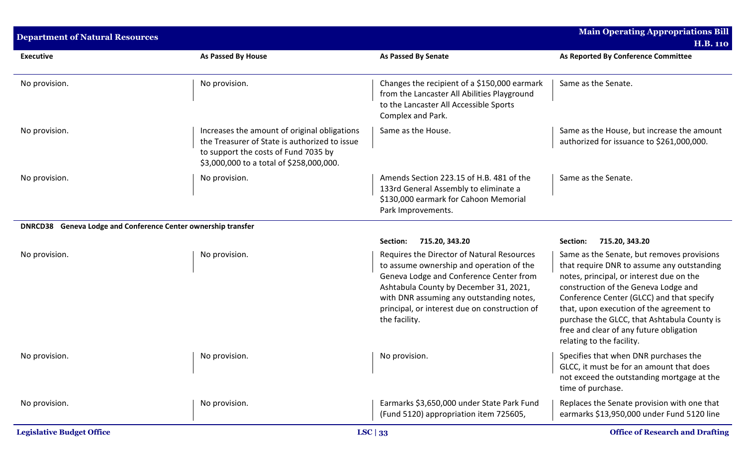| Executive | As Passed By House | As Passed By Senate | As Reported By Conference Committee |
|---|---|---|---|
| No provision. | No provision. | Changes the recipient of a $150,000 earmark from the Lancaster All Abilities Playground to the Lancaster All Accessible Sports Complex and Park. | Same as the Senate. |
| No provision. | Increases the amount of original obligations the Treasurer of State is authorized to issue to support the costs of Fund 7035 by $3,000,000 to a total of $258,000,000. | Same as the House. | Same as the House, but increase the amount authorized for issuance to $261,000,000. |
| No provision. | No provision. | Amends Section 223.15 of H.B. 481 of the 133rd General Assembly to eliminate a $130,000 earmark for Cahoon Memorial Park Improvements. | Same as the Senate. |
| **DNRCD38 Geneva Lodge and Conference Center ownership transfer** | | | |
| | | **Section: 715.20, 343.20** | **Section: 715.20, 343.20** |
| No provision. | No provision. | Requires the Director of Natural Resources to assume ownership and operation of the Geneva Lodge and Conference Center from Ashtabula County by December 31, 2021, with DNR assuming any outstanding notes, principal, or interest due on construction of the facility. | Same as the Senate, but removes provisions that require DNR to assume any outstanding notes, principal, or interest due on the construction of the Geneva Lodge and Conference Center (GLCC) and that specify that, upon execution of the agreement to purchase the GLCC, that Ashtabula County is free and clear of any future obligation relating to the facility. |
| No provision. | No provision. | No provision. | Specifies that when DNR purchases the GLCC, it must be for an amount that does not exceed the outstanding mortgage at the time of purchase. |
| No provision. | No provision. | Earmarks $3,650,000 under State Park Fund (Fund 5120) appropriation item 725605, | Replaces the Senate provision with one that earmarks $13,950,000 under Fund 5120 line |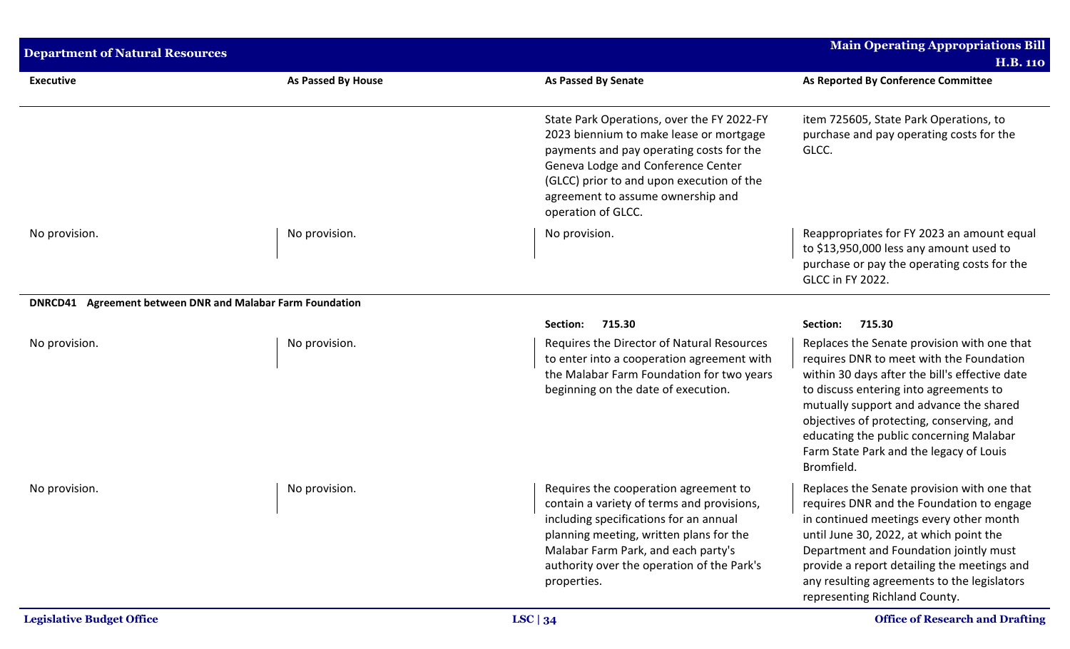| Executive | As Passed By House | As Passed By Senate | As Reported By Conference Committee |
|---|---|---|---|
| | | State Park Operations, over the FY 2022-FY 2023 biennium to make lease or mortgage payments and pay operating costs for the Geneva Lodge and Conference Center (GLCC) prior to and upon execution of the agreement to assume ownership and operation of GLCC. | item 725605, State Park Operations, to purchase and pay operating costs for the GLCC. |
| No provision. | No provision. | No provision. | Reappropriates for FY 2023 an amount equal to $13,950,000 less any amount used to purchase or pay the operating costs for the GLCC in FY 2022. |
| **DNRCD41 Agreement between DNR and Malabar Farm Foundation** | | | |
| | | **Section: 715.30** | **Section: 715.30** |
| No provision. | No provision. | Requires the Director of Natural Resources to enter into a cooperation agreement with the Malabar Farm Foundation for two years beginning on the date of execution. | Replaces the Senate provision with one that requires DNR to meet with the Foundation within 30 days after the bill's effective date to discuss entering into agreements to mutually support and advance the shared objectives of protecting, conserving, and educating the public concerning Malabar Farm State Park and the legacy of Louis Bromfield. |
| No provision. | No provision. | Requires the cooperation agreement to contain a variety of terms and provisions, including specifications for an annual planning meeting, written plans for the Malabar Farm Park, and each party's authority over the operation of the Park's properties. | Replaces the Senate provision with one that requires DNR and the Foundation to engage in continued meetings every other month until June 30, 2022, at which point the Department and Foundation jointly must provide a report detailing the meetings and any resulting agreements to the legislators representing Richland County. |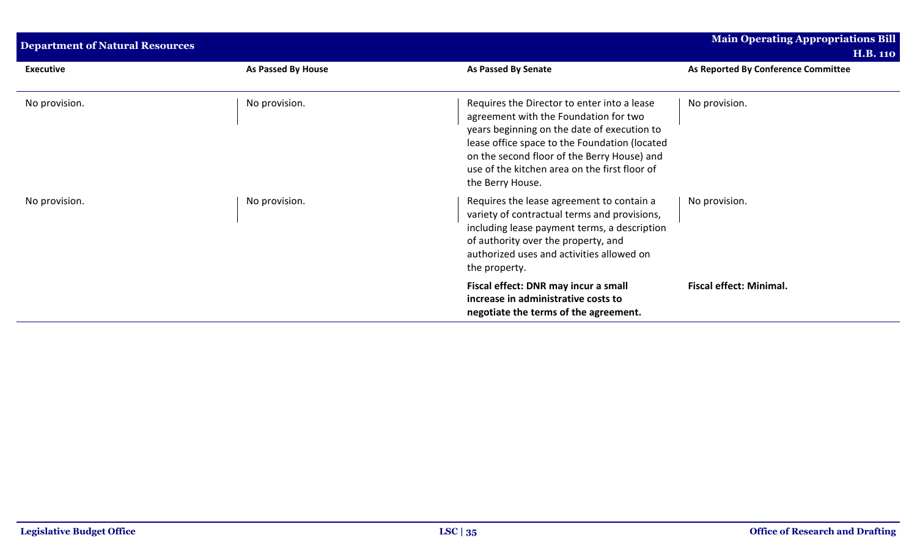| Executive | As Passed By House | As Passed By Senate | As Reported By Conference Committee |
|---|---|---|---|
| No provision. | No provision. | Requires the Director to enter into a lease agreement with the Foundation for two years beginning on the date of execution to lease office space to the Foundation (located on the second floor of the Berry House) and use of the kitchen area on the first floor of the Berry House. | No provision. |
| No provision. | No provision. | Requires the lease agreement to contain a variety of contractual terms and provisions, including lease payment terms, a description of authority over the property, and authorized uses and activities allowed on the property. | No provision. |
| | | **Fiscal effect: DNR may incur a small increase in administrative costs to negotiate the terms of the agreement.** | **Fiscal effect: Minimal.** |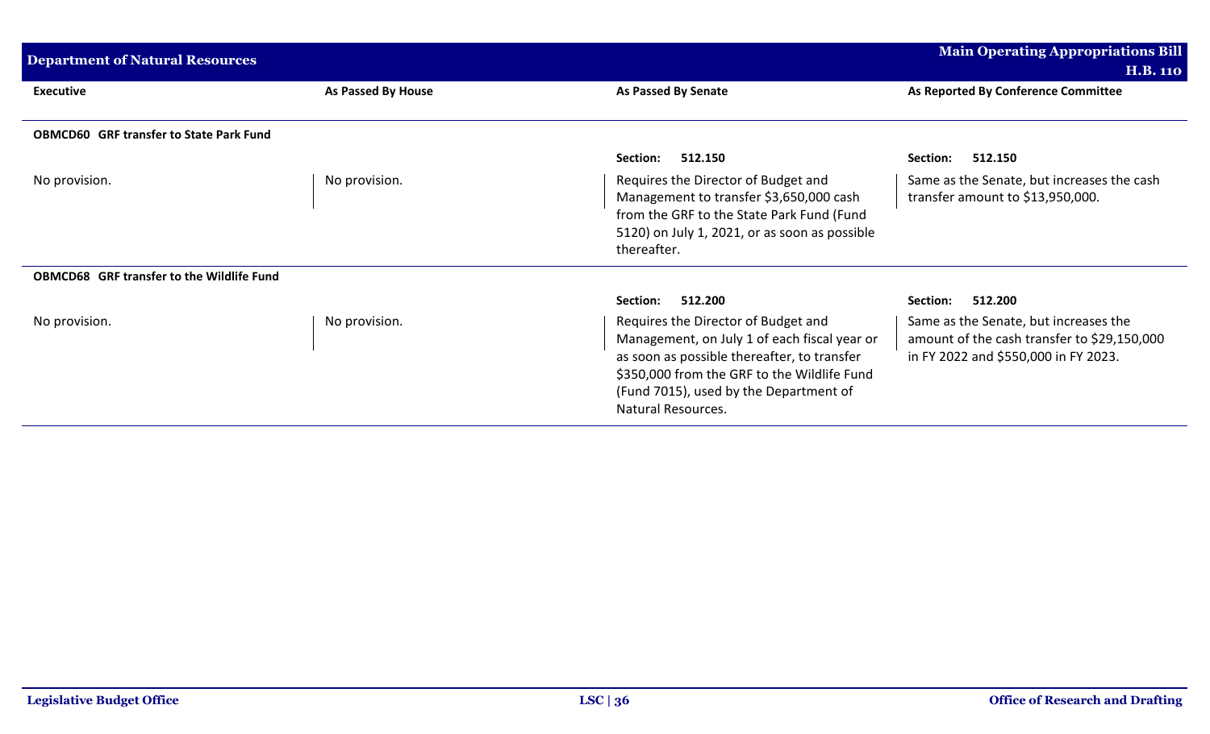| Executive | As Passed By House | As Passed By Senate | As Reported By Conference Committee |
|---|---|---|---|
| **OBMCD60 GRF transfer to State Park Fund** | | | |
| | | **Section: 512.150** | **Section: 512.150** |
| No provision. | No provision. | Requires the Director of Budget and Management to transfer $3,650,000 cash from the GRF to the State Park Fund (Fund 5120) on July 1, 2021, or as soon as possible thereafter. | Same as the Senate, but increases the cash transfer amount to $13,950,000. |
| **OBMCD68 GRF transfer to the Wildlife Fund** | | | |
| | | **Section: 512.200** | **Section: 512.200** |
| No provision. | No provision. | Requires the Director of Budget and Management, on July 1 of each fiscal year or as soon as possible thereafter, to transfer $350,000 from the GRF to the Wildlife Fund (Fund 7015), used by the Department of Natural Resources. | Same as the Senate, but increases the amount of the cash transfer to $29,150,000 in FY 2022 and $550,000 in FY 2023. |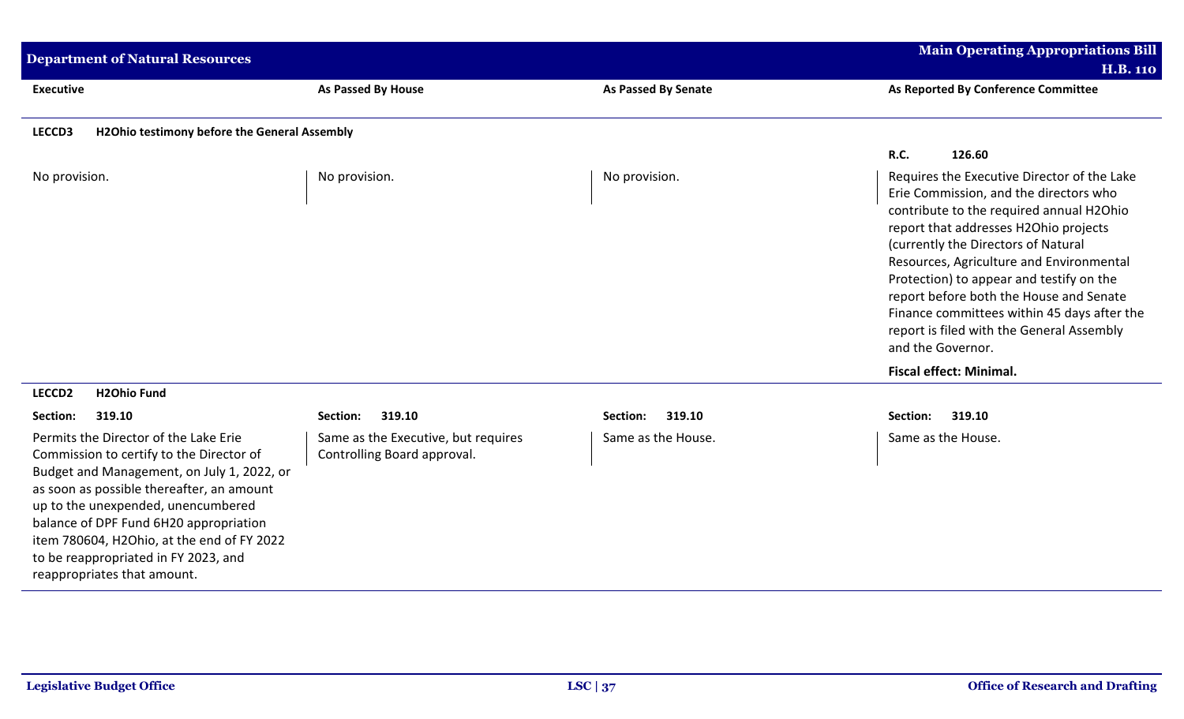| Executive | As Passed By House | As Passed By Senate | As Reported By Conference Committee |
|---|---|---|---|
| **LECCD3 H2Ohio testimony before the General Assembly** | | | |
| | | | **R.C. 126.60** |
| No provision. | No provision. | No provision. | Requires the Executive Director of the Lake Erie Commission, and the directors who contribute to the required annual H2Ohio report that addresses H2Ohio projects (currently the Directors of Natural Resources, Agriculture and Environmental Protection) to appear and testify on the report before both the House and Senate Finance committees within 45 days after the report is filed with the General Assembly and the Governor. **Fiscal effect: Minimal.** |
| **LECCD2 H2Ohio Fund** | | | |
| **Section: 319.10** | **Section: 319.10** | **Section: 319.10** | **Section: 319.10** |
| Permits the Director of the Lake Erie Commission to certify to the Director of Budget and Management, on July 1, 2022, or as soon as possible thereafter, an amount up to the unexpended, unencumbered balance of DPF Fund 6H20 appropriation item 780604, H2Ohio, at the end of FY 2022 to be reappropriated in FY 2023, and reappropriates that amount. | Same as the Executive, but requires Controlling Board approval. | Same as the House. | Same as the House. |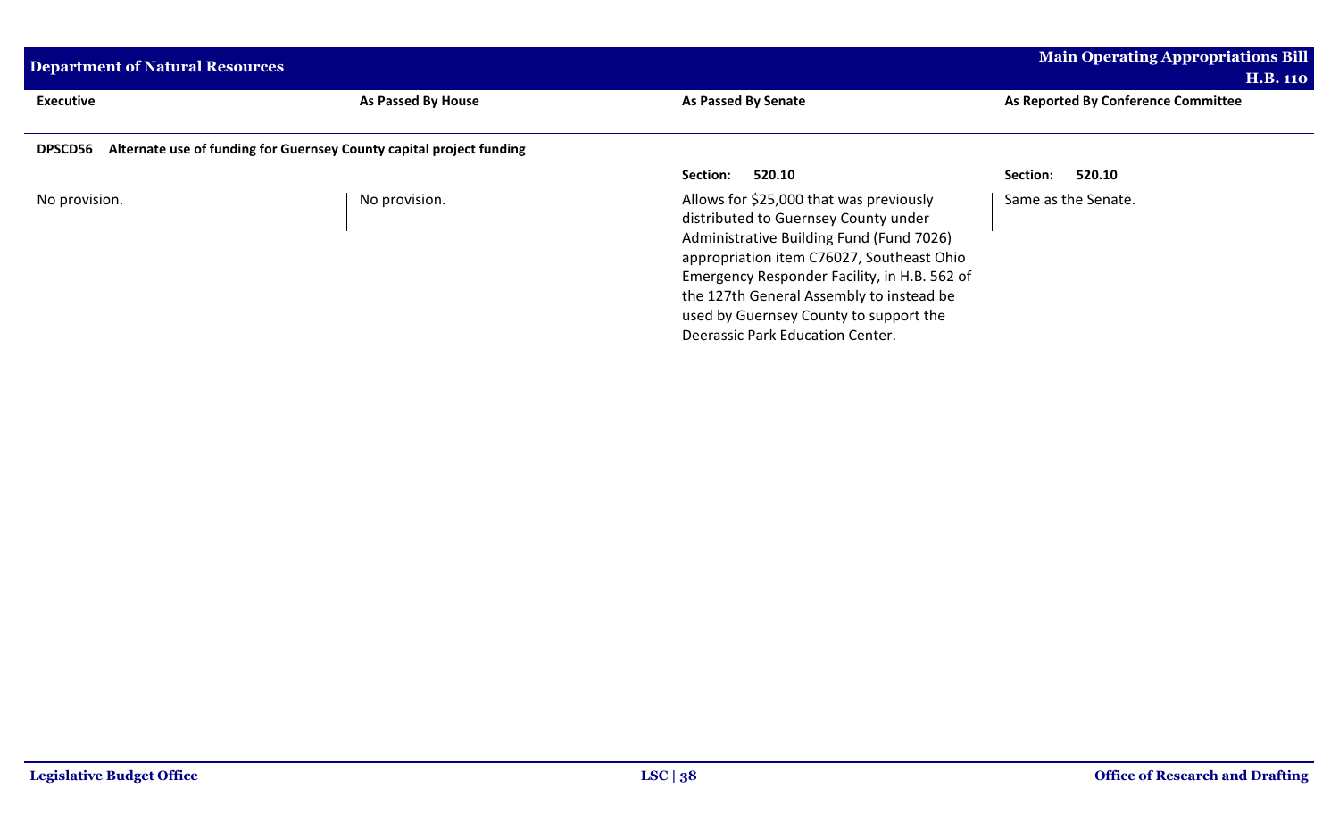| Executive | As Passed By House | As Passed By Senate | As Reported By Conference Committee |
| --- | --- | --- | --- |
| **DPSCD56 Alternate use of funding for Guernsey County capital project funding** | | | |
| | | **Section: 520.10** | **Section: 520.10** |
| No provision. | No provision. | Allows for $25,000 that was previously distributed to Guernsey County under Administrative Building Fund (Fund 7026) appropriation item C76027, Southeast Ohio Emergency Responder Facility, in H.B. 562 of the 127th General Assembly to instead be used by Guernsey County to support the Deerassic Park Education Center. | Same as the Senate. |